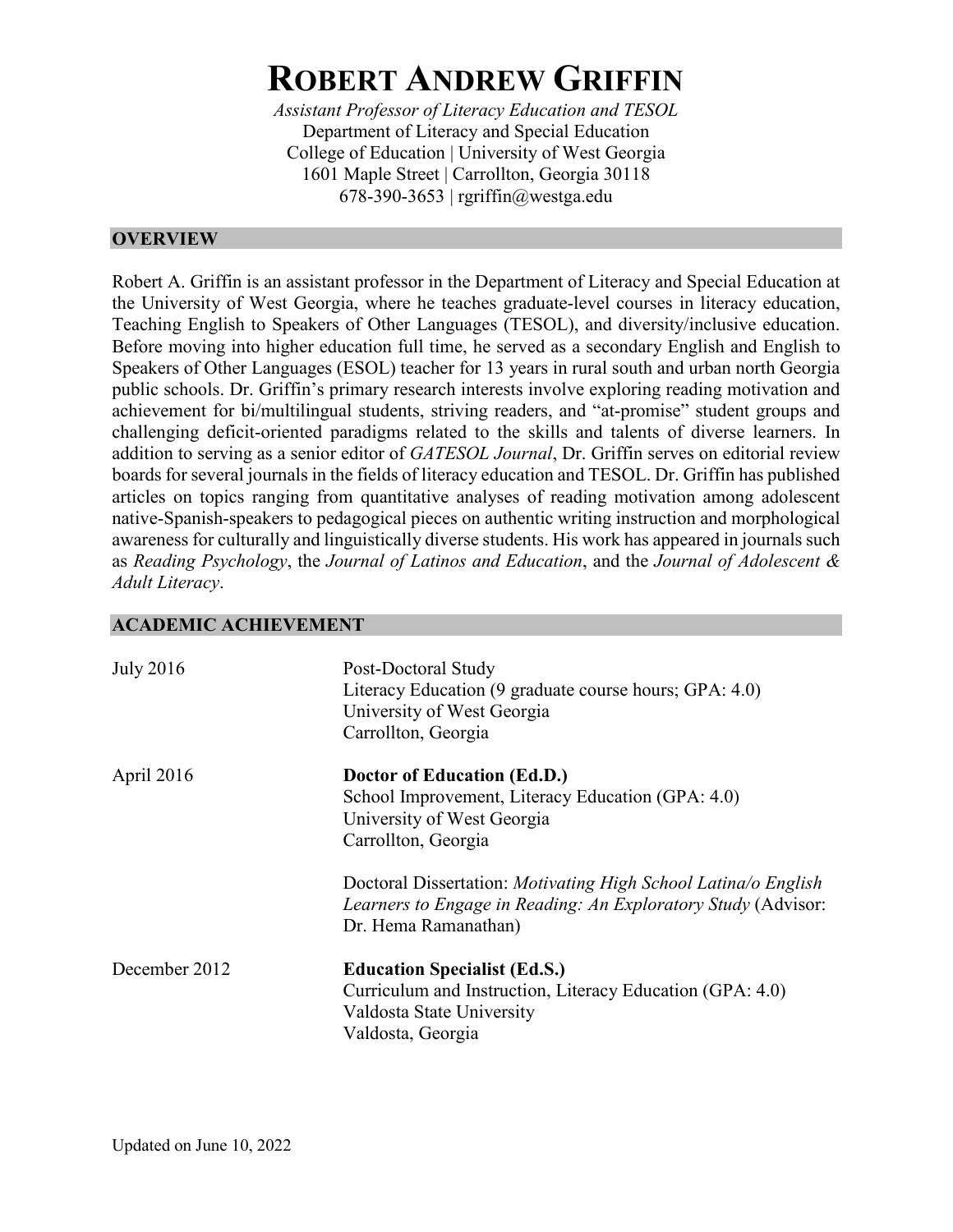# ROBERT ANDREW GRIFFIN

*Assistant Professor of Literacy Education and TESOL*
Department of Literacy and Special Education
College of Education | University of West Georgia
1601 Maple Street | Carrollton, Georgia 30118
678-390-3653 | rgriffin@westga.edu

## OVERVIEW

Robert A. Griffin is an assistant professor in the Department of Literacy and Special Education at the University of West Georgia, where he teaches graduate-level courses in literacy education, Teaching English to Speakers of Other Languages (TESOL), and diversity/inclusive education. Before moving into higher education full time, he served as a secondary English and English to Speakers of Other Languages (ESOL) teacher for 13 years in rural south and urban north Georgia public schools. Dr. Griffin's primary research interests involve exploring reading motivation and achievement for bi/multilingual students, striving readers, and "at-promise" student groups and challenging deficit-oriented paradigms related to the skills and talents of diverse learners. In addition to serving as a senior editor of *GATESOL Journal*, Dr. Griffin serves on editorial review boards for several journals in the fields of literacy education and TESOL. Dr. Griffin has published articles on topics ranging from quantitative analyses of reading motivation among adolescent native-Spanish-speakers to pedagogical pieces on authentic writing instruction and morphological awareness for culturally and linguistically diverse students. His work has appeared in journals such as *Reading Psychology*, the *Journal of Latinos and Education*, and the *Journal of Adolescent & Adult Literacy*.

## ACADEMIC ACHIEVEMENT

**July 2016**
Post-Doctoral Study
Literacy Education (9 graduate course hours; GPA: 4.0)
University of West Georgia
Carrollton, Georgia

**April 2016**
**Doctor of Education (Ed.D.)**
School Improvement, Literacy Education (GPA: 4.0)
University of West Georgia
Carrollton, Georgia

Doctoral Dissertation: *Motivating High School Latina/o English Learners to Engage in Reading: An Exploratory Study* (Advisor: Dr. Hema Ramanathan)

**December 2012**
**Education Specialist (Ed.S.)**
Curriculum and Instruction, Literacy Education (GPA: 4.0)
Valdosta State University
Valdosta, Georgia

Updated on June 10, 2022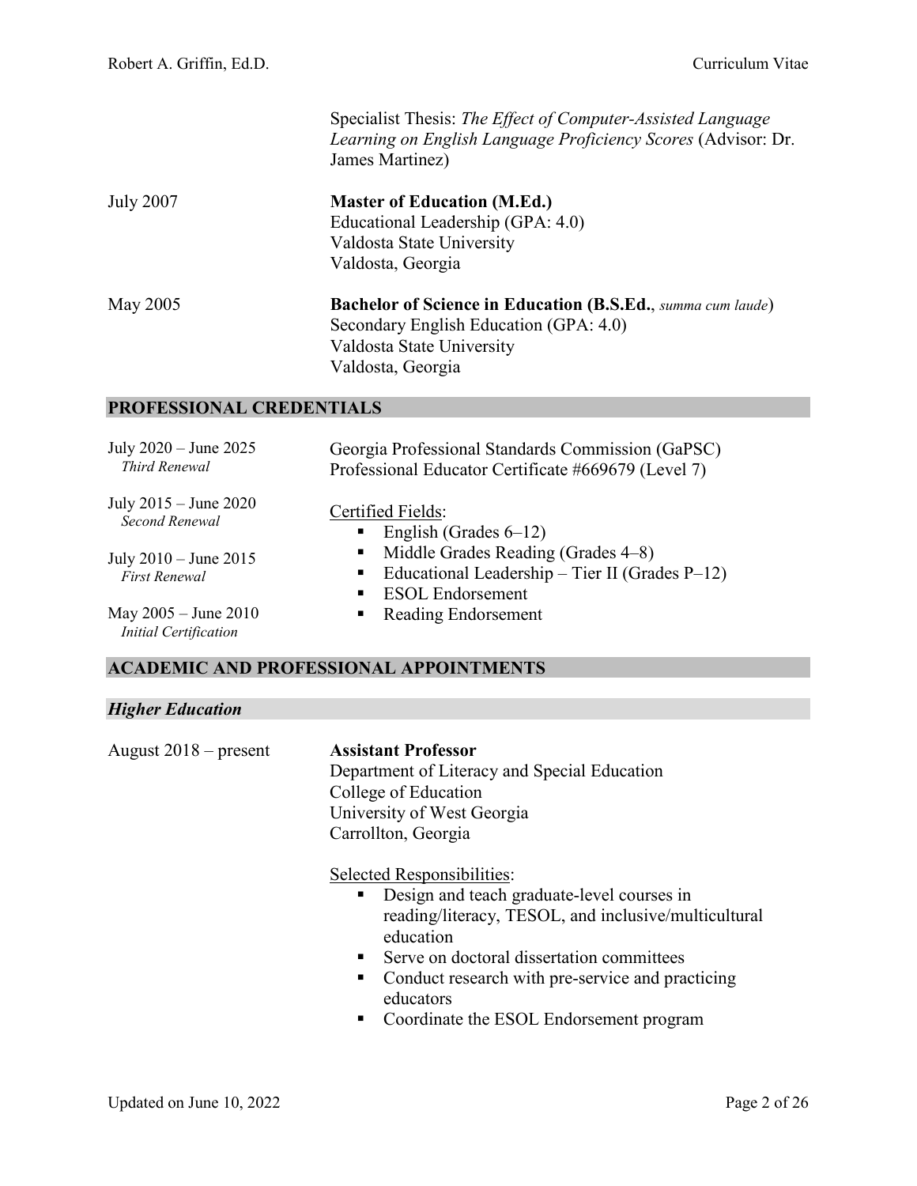Specialist Thesis: *The Effect of Computer-Assisted Language Learning on English Language Proficiency Scores* (Advisor: Dr. James Martinez)

July 2007
**Master of Education (M.Ed.)**
Educational Leadership (GPA: 4.0)
Valdosta State University
Valdosta, Georgia

May 2005
**Bachelor of Science in Education (B.S.Ed.**, *summa cum laude*)
Secondary English Education (GPA: 4.0)
Valdosta State University
Valdosta, Georgia

## PROFESSIONAL CREDENTIALS

July 2020 – June 2025 *Third Renewal*
July 2015 – June 2020 *Second Renewal*
July 2010 – June 2015 *First Renewal*
May 2005 – June 2010 *Initial Certification*

Georgia Professional Standards Commission (GaPSC)
Professional Educator Certificate #669679 (Level 7)

Certified Fields:

- English (Grades 6–12)
- Middle Grades Reading (Grades 4–8)
- Educational Leadership – Tier II (Grades P–12)
- ESOL Endorsement
- Reading Endorsement

## ACADEMIC AND PROFESSIONAL APPOINTMENTS

### *Higher Education*

August 2018 – present
**Assistant Professor**
Department of Literacy and Special Education
College of Education
University of West Georgia
Carrollton, Georgia

Selected Responsibilities:

- Design and teach graduate-level courses in reading/literacy, TESOL, and inclusive/multicultural education
- Serve on doctoral dissertation committees
- Conduct research with pre-service and practicing educators
- Coordinate the ESOL Endorsement program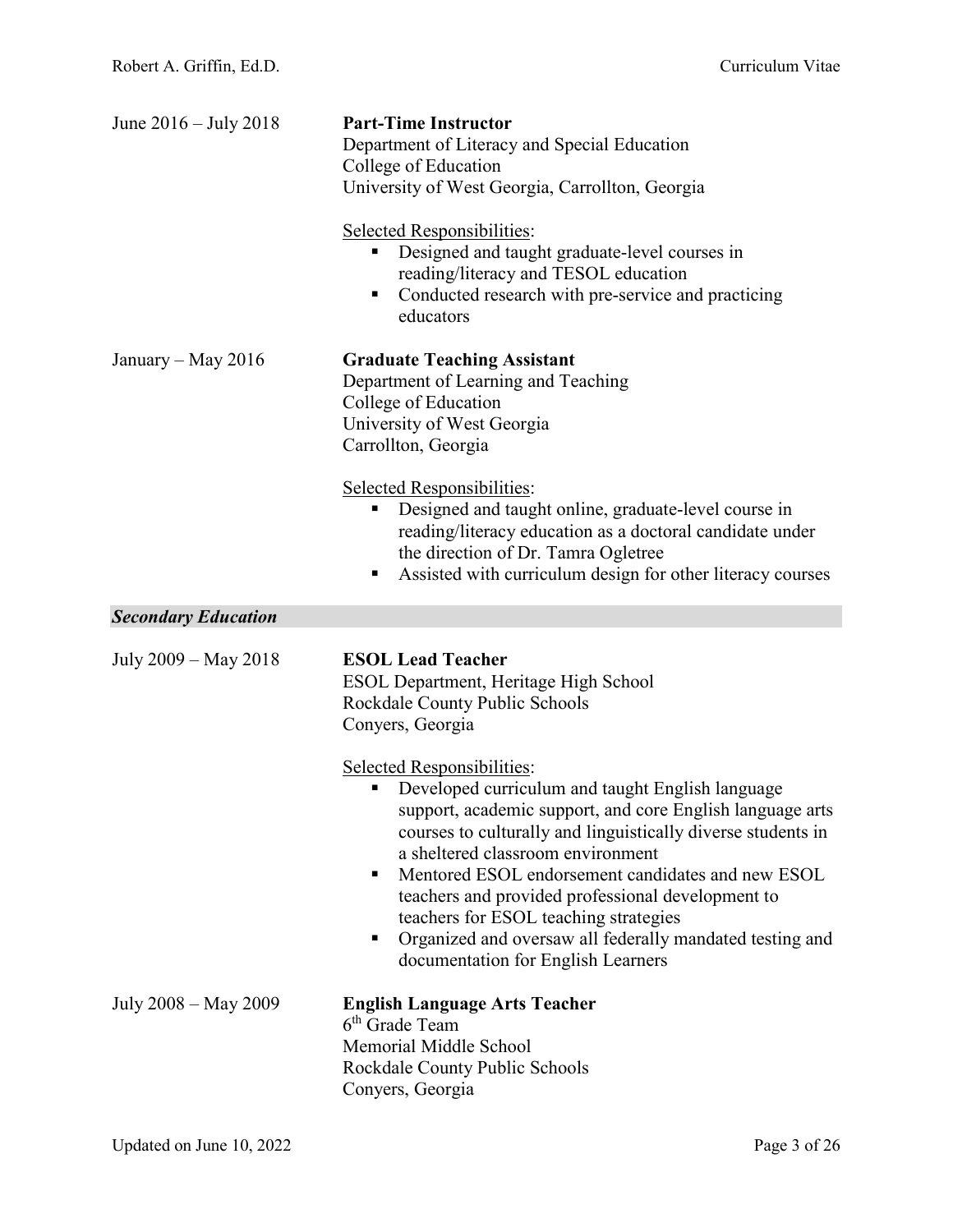June 2016 – July 2018 **Part-Time Instructor**
Department of Literacy and Special Education
College of Education
University of West Georgia, Carrollton, Georgia

Selected Responsibilities:

- Designed and taught graduate-level courses in reading/literacy and TESOL education
- Conducted research with pre-service and practicing educators

January – May 2016 **Graduate Teaching Assistant**
Department of Learning and Teaching
College of Education
University of West Georgia
Carrollton, Georgia

Selected Responsibilities:

- Designed and taught online, graduate-level course in reading/literacy education as a doctoral candidate under the direction of Dr. Tamra Ogletree
- Assisted with curriculum design for other literacy courses

***Secondary Education***

July 2009 – May 2018 **ESOL Lead Teacher**
ESOL Department, Heritage High School
Rockdale County Public Schools
Conyers, Georgia

Selected Responsibilities:

- Developed curriculum and taught English language support, academic support, and core English language arts courses to culturally and linguistically diverse students in a sheltered classroom environment
- Mentored ESOL endorsement candidates and new ESOL teachers and provided professional development to teachers for ESOL teaching strategies
- Organized and oversaw all federally mandated testing and documentation for English Learners

July 2008 – May 2009 **English Language Arts Teacher**
6th Grade Team
Memorial Middle School
Rockdale County Public Schools
Conyers, Georgia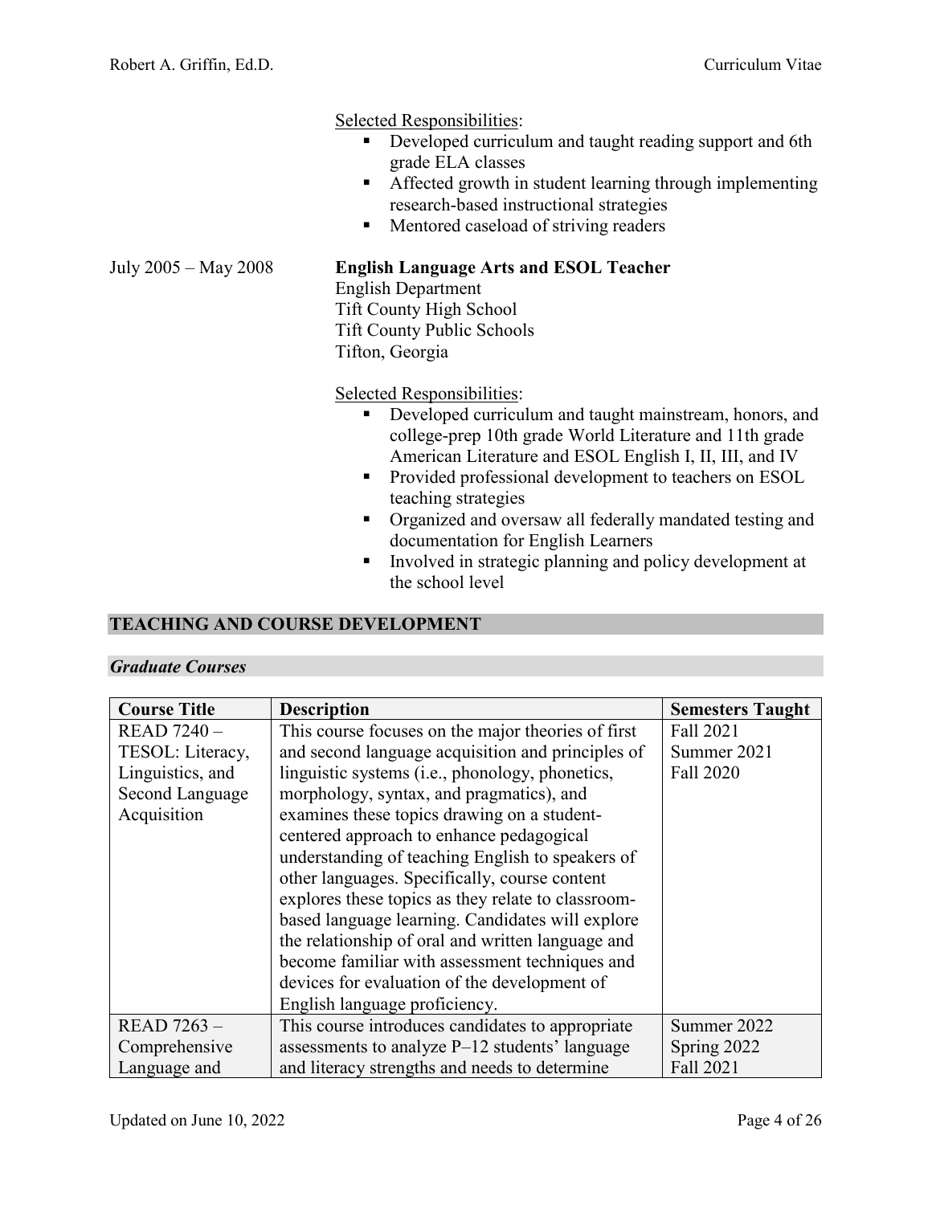Selected Responsibilities:

- Developed curriculum and taught reading support and 6th grade ELA classes
- Affected growth in student learning through implementing research-based instructional strategies
- Mentored caseload of striving readers

July 2005 – May 2008 **English Language Arts and ESOL Teacher**
English Department
Tift County High School
Tift County Public Schools
Tifton, Georgia

Selected Responsibilities:

- Developed curriculum and taught mainstream, honors, and college-prep 10th grade World Literature and 11th grade American Literature and ESOL English I, II, III, and IV
- Provided professional development to teachers on ESOL teaching strategies
- Organized and oversaw all federally mandated testing and documentation for English Learners
- Involved in strategic planning and policy development at the school level

## TEACHING AND COURSE DEVELOPMENT

### *Graduate Courses*

| Course Title | Description | Semesters Taught |
| --- | --- | --- |
| READ 7240 – TESOL: Literacy, Linguistics, and Second Language Acquisition | This course focuses on the major theories of first and second language acquisition and principles of linguistic systems (i.e., phonology, phonetics, morphology, syntax, and pragmatics), and examines these topics drawing on a student-centered approach to enhance pedagogical understanding of teaching English to speakers of other languages. Specifically, course content explores these topics as they relate to classroom-based language learning. Candidates will explore the relationship of oral and written language and become familiar with assessment techniques and devices for evaluation of the development of English language proficiency. | Fall 2021<br>Summer 2021<br>Fall 2020 |
| READ 7263 – Comprehensive Language and | This course introduces candidates to appropriate assessments to analyze P–12 students' language and literacy strengths and needs to determine | Summer 2022<br>Spring 2022<br>Fall 2021 |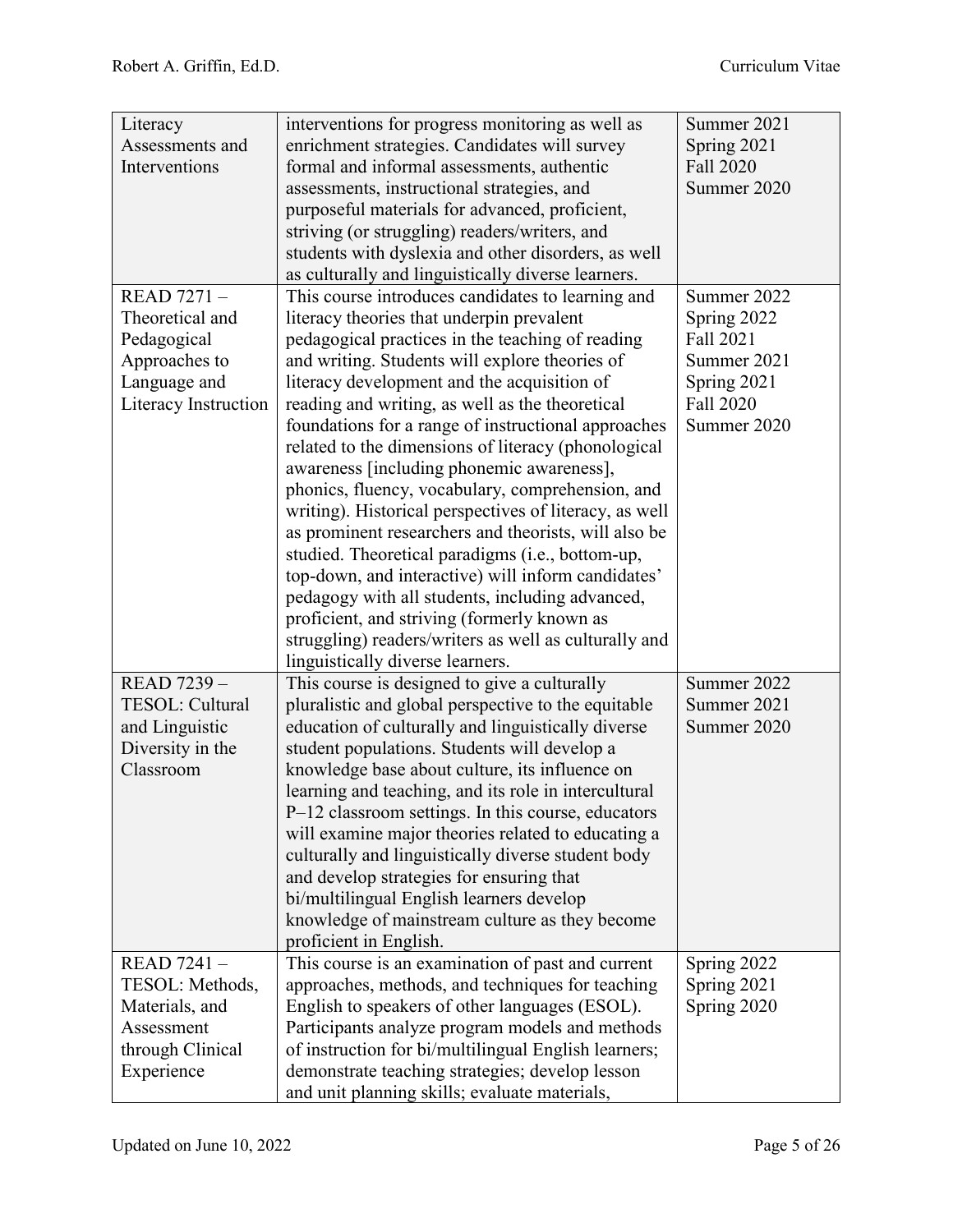| | | |
|---|---|---|
| Literacy Assessments and Interventions | interventions for progress monitoring as well as enrichment strategies. Candidates will survey formal and informal assessments, authentic assessments, instructional strategies, and purposeful materials for advanced, proficient, striving (or struggling) readers/writers, and students with dyslexia and other disorders, as well as culturally and linguistically diverse learners. | Summer 2021<br>Spring 2021<br>Fall 2020<br>Summer 2020 |
| READ 7271 – Theoretical and Pedagogical Approaches to Language and Literacy Instruction | This course introduces candidates to learning and literacy theories that underpin prevalent pedagogical practices in the teaching of reading and writing. Students will explore theories of literacy development and the acquisition of reading and writing, as well as the theoretical foundations for a range of instructional approaches related to the dimensions of literacy (phonological awareness [including phonemic awareness], phonics, fluency, vocabulary, comprehension, and writing). Historical perspectives of literacy, as well as prominent researchers and theorists, will also be studied. Theoretical paradigms (i.e., bottom-up, top-down, and interactive) will inform candidates' pedagogy with all students, including advanced, proficient, and striving (formerly known as struggling) readers/writers as well as culturally and linguistically diverse learners. | Summer 2022<br>Spring 2022<br>Fall 2021<br>Summer 2021<br>Spring 2021<br>Fall 2020<br>Summer 2020 |
| READ 7239 – TESOL: Cultural and Linguistic Diversity in the Classroom | This course is designed to give a culturally pluralistic and global perspective to the equitable education of culturally and linguistically diverse student populations. Students will develop a knowledge base about culture, its influence on learning and teaching, and its role in intercultural P–12 classroom settings. In this course, educators will examine major theories related to educating a culturally and linguistically diverse student body and develop strategies for ensuring that bi/multilingual English learners develop knowledge of mainstream culture as they become proficient in English. | Summer 2022<br>Summer 2021<br>Summer 2020 |
| READ 7241 – TESOL: Methods, Materials, and Assessment through Clinical Experience | This course is an examination of past and current approaches, methods, and techniques for teaching English to speakers of other languages (ESOL). Participants analyze program models and methods of instruction for bi/multilingual English learners; demonstrate teaching strategies; develop lesson and unit planning skills; evaluate materials, | Spring 2022<br>Spring 2021<br>Spring 2020 |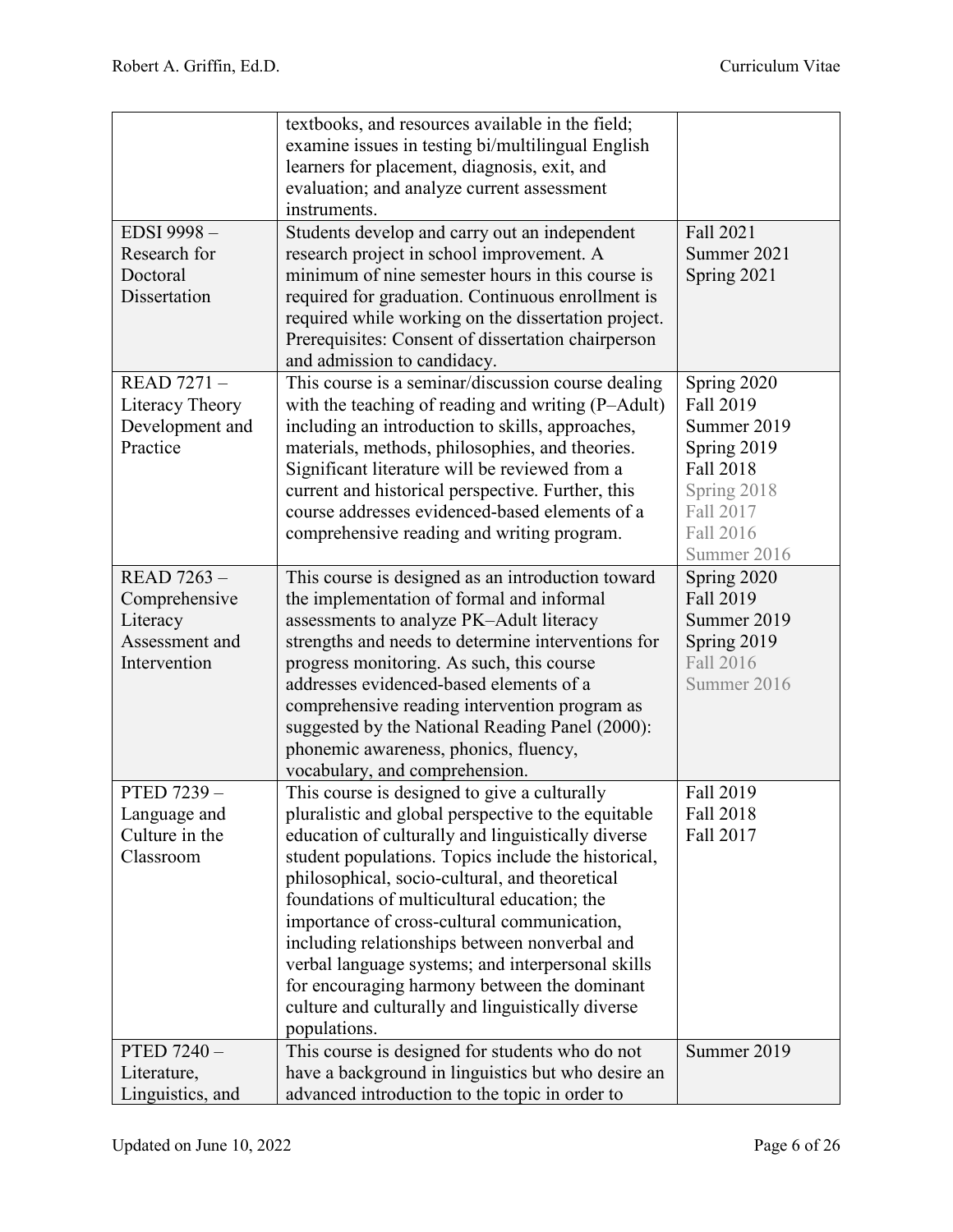| | | |
|---|---|---|
| | textbooks, and resources available in the field; examine issues in testing bi/multilingual English learners for placement, diagnosis, exit, and evaluation; and analyze current assessment instruments. | |
| EDSI 9998 – Research for Doctoral Dissertation | Students develop and carry out an independent research project in school improvement. A minimum of nine semester hours in this course is required for graduation. Continuous enrollment is required while working on the dissertation project. Prerequisites: Consent of dissertation chairperson and admission to candidacy. | Fall 2021<br>Summer 2021<br>Spring 2021 |
| READ 7271 – Literacy Theory Development and Practice | This course is a seminar/discussion course dealing with the teaching of reading and writing (P–Adult) including an introduction to skills, approaches, materials, methods, philosophies, and theories. Significant literature will be reviewed from a current and historical perspective. Further, this course addresses evidenced-based elements of a comprehensive reading and writing program. | Spring 2020<br>Fall 2019<br>Summer 2019<br>Spring 2019<br>Fall 2018<br>Spring 2018<br>Fall 2017<br>Fall 2016<br>Summer 2016 |
| READ 7263 – Comprehensive Literacy Assessment and Intervention | This course is designed as an introduction toward the implementation of formal and informal assessments to analyze PK–Adult literacy strengths and needs to determine interventions for progress monitoring. As such, this course addresses evidenced-based elements of a comprehensive reading intervention program as suggested by the National Reading Panel (2000): phonemic awareness, phonics, fluency, vocabulary, and comprehension. | Spring 2020<br>Fall 2019<br>Summer 2019<br>Spring 2019<br>Fall 2016<br>Summer 2016 |
| PTED 7239 – Language and Culture in the Classroom | This course is designed to give a culturally pluralistic and global perspective to the equitable education of culturally and linguistically diverse student populations. Topics include the historical, philosophical, socio-cultural, and theoretical foundations of multicultural education; the importance of cross-cultural communication, including relationships between nonverbal and verbal language systems; and interpersonal skills for encouraging harmony between the dominant culture and culturally and linguistically diverse populations. | Fall 2019<br>Fall 2018<br>Fall 2017 |
| PTED 7240 – Literature, Linguistics, and | This course is designed for students who do not have a background in linguistics but who desire an advanced introduction to the topic in order to | Summer 2019 |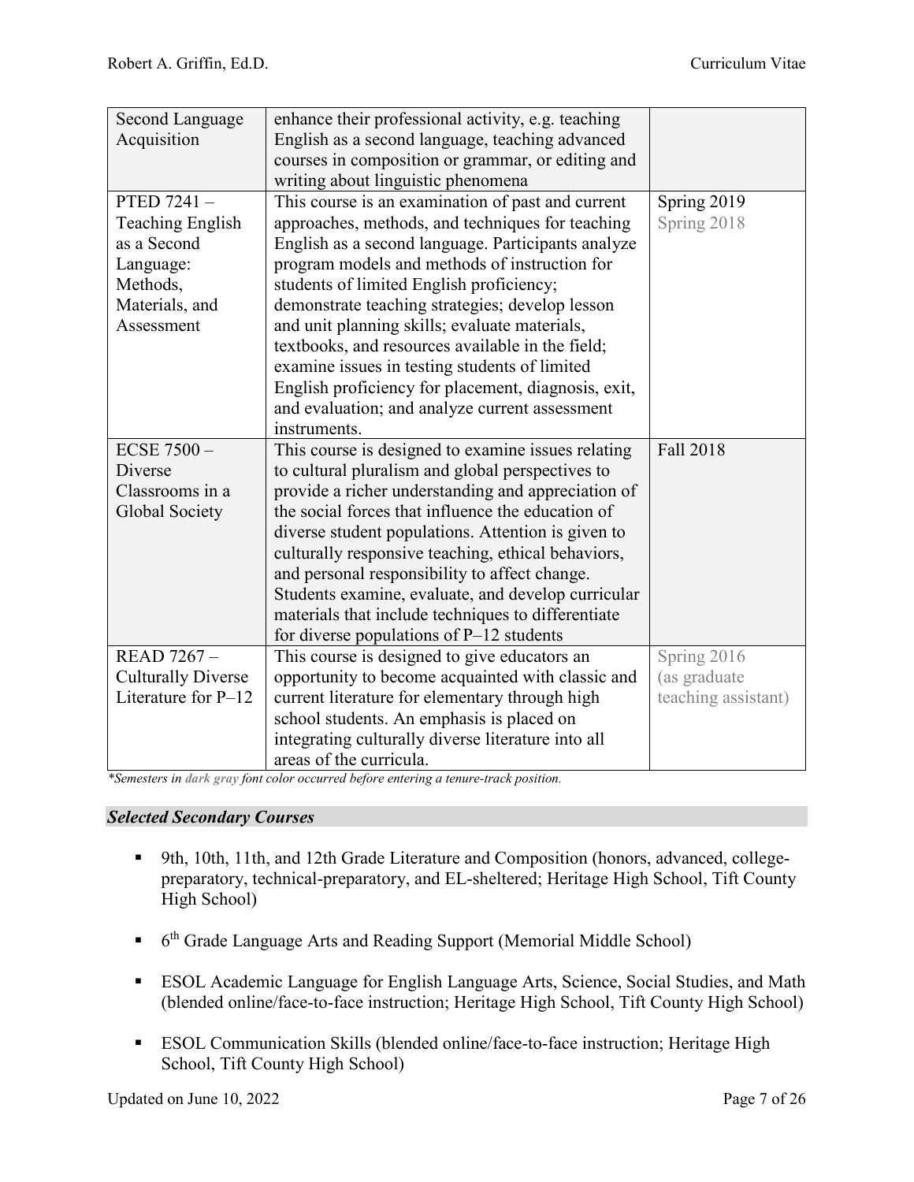| | | |
|---|---|---|
| Second Language Acquisition | enhance their professional activity, e.g. teaching English as a second language, teaching advanced courses in composition or grammar, or editing and writing about linguistic phenomena | |
| PTED 7241 – Teaching English as a Second Language: Methods, Materials, and Assessment | This course is an examination of past and current approaches, methods, and techniques for teaching English as a second language. Participants analyze program models and methods of instruction for students of limited English proficiency; demonstrate teaching strategies; develop lesson and unit planning skills; evaluate materials, textbooks, and resources available in the field; examine issues in testing students of limited English proficiency for placement, diagnosis, exit, and evaluation; and analyze current assessment instruments. | Spring 2019<br>Spring 2018 |
| ECSE 7500 – Diverse Classrooms in a Global Society | This course is designed to examine issues relating to cultural pluralism and global perspectives to provide a richer understanding and appreciation of the social forces that influence the education of diverse student populations. Attention is given to culturally responsive teaching, ethical behaviors, and personal responsibility to affect change. Students examine, evaluate, and develop curricular materials that include techniques to differentiate for diverse populations of P–12 students | Fall 2018 |
| READ 7267 – Culturally Diverse Literature for P–12 | This course is designed to give educators an opportunity to become acquainted with classic and current literature for elementary through high school students. An emphasis is placed on integrating culturally diverse literature into all areas of the curricula. | Spring 2016 (as graduate teaching assistant) |

*\*Semesters in **dark gray** font color occurred before entering a tenure-track position.*

### *Selected Secondary Courses*

- 9th, 10th, 11th, and 12th Grade Literature and Composition (honors, advanced, college-preparatory, technical-preparatory, and EL-sheltered; Heritage High School, Tift County High School)
- 6th Grade Language Arts and Reading Support (Memorial Middle School)
- ESOL Academic Language for English Language Arts, Science, Social Studies, and Math (blended online/face-to-face instruction; Heritage High School, Tift County High School)
- ESOL Communication Skills (blended online/face-to-face instruction; Heritage High School, Tift County High School)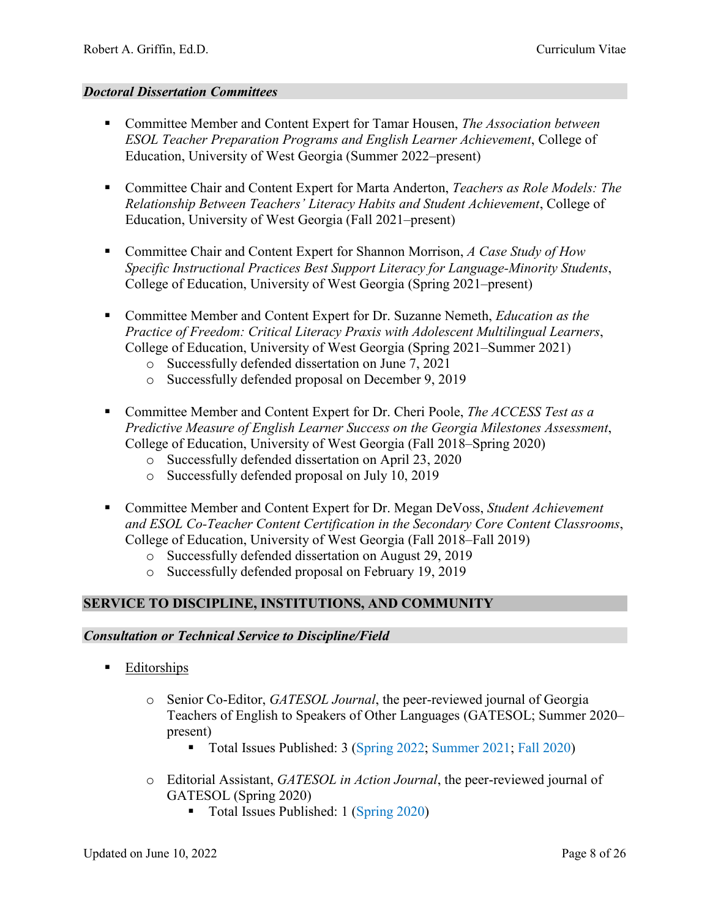### *Doctoral Dissertation Committees*

- Committee Member and Content Expert for Tamar Housen, *The Association between ESOL Teacher Preparation Programs and English Learner Achievement*, College of Education, University of West Georgia (Summer 2022–present)

- Committee Chair and Content Expert for Marta Anderton, *Teachers as Role Models: The Relationship Between Teachers' Literacy Habits and Student Achievement*, College of Education, University of West Georgia (Fall 2021–present)

- Committee Chair and Content Expert for Shannon Morrison, *A Case Study of How Specific Instructional Practices Best Support Literacy for Language-Minority Students*, College of Education, University of West Georgia (Spring 2021–present)

- Committee Member and Content Expert for Dr. Suzanne Nemeth, *Education as the Practice of Freedom: Critical Literacy Praxis with Adolescent Multilingual Learners*, College of Education, University of West Georgia (Spring 2021–Summer 2021)
  - Successfully defended dissertation on June 7, 2021
  - Successfully defended proposal on December 9, 2019

- Committee Member and Content Expert for Dr. Cheri Poole, *The ACCESS Test as a Predictive Measure of English Learner Success on the Georgia Milestones Assessment*, College of Education, University of West Georgia (Fall 2018–Spring 2020)
  - Successfully defended dissertation on April 23, 2020
  - Successfully defended proposal on July 10, 2019

- Committee Member and Content Expert for Dr. Megan DeVoss, *Student Achievement and ESOL Co-Teacher Content Certification in the Secondary Core Content Classrooms*, College of Education, University of West Georgia (Fall 2018–Fall 2019)
  - Successfully defended dissertation on August 29, 2019
  - Successfully defended proposal on February 19, 2019

## SERVICE TO DISCIPLINE, INSTITUTIONS, AND COMMUNITY

### *Consultation or Technical Service to Discipline/Field*

- Editorships

  - Senior Co-Editor, *GATESOL Journal*, the peer-reviewed journal of Georgia Teachers of English to Speakers of Other Languages (GATESOL; Summer 2020–present)
    - Total Issues Published: 3 (Spring 2022; Summer 2021; Fall 2020)

  - Editorial Assistant, *GATESOL in Action Journal*, the peer-reviewed journal of GATESOL (Spring 2020)
    - Total Issues Published: 1 (Spring 2020)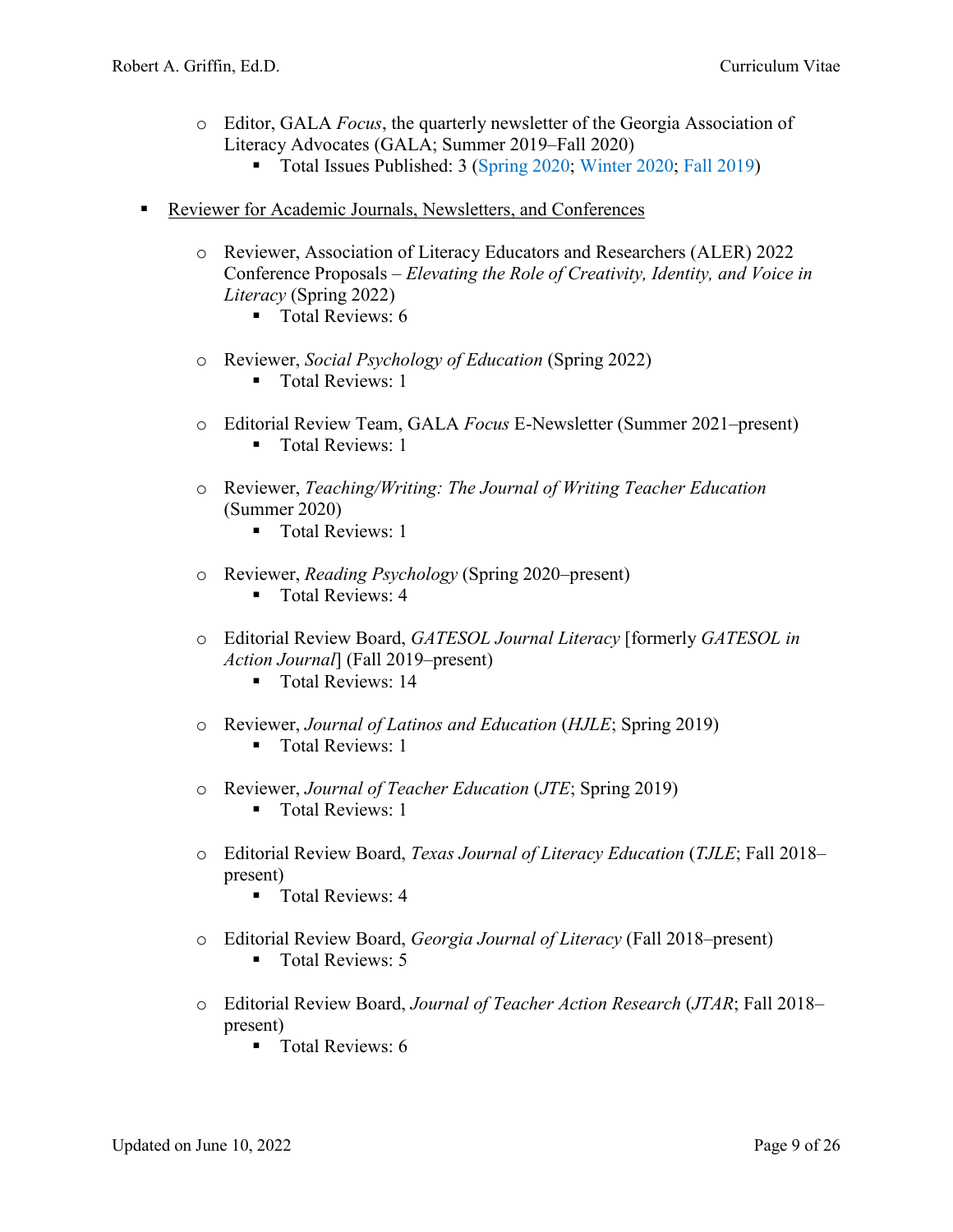- Editor, GALA *Focus*, the quarterly newsletter of the Georgia Association of Literacy Advocates (GALA; Summer 2019–Fall 2020)
  - Total Issues Published: 3 (Spring 2020; Winter 2020; Fall 2019)

- <u>Reviewer for Academic Journals, Newsletters, and Conferences</u>

  - Reviewer, Association of Literacy Educators and Researchers (ALER) 2022 Conference Proposals – *Elevating the Role of Creativity, Identity, and Voice in Literacy* (Spring 2022)
    - Total Reviews: 6

  - Reviewer, *Social Psychology of Education* (Spring 2022)
    - Total Reviews: 1

  - Editorial Review Team, GALA *Focus* E-Newsletter (Summer 2021–present)
    - Total Reviews: 1

  - Reviewer, *Teaching/Writing: The Journal of Writing Teacher Education* (Summer 2020)
    - Total Reviews: 1

  - Reviewer, *Reading Psychology* (Spring 2020–present)
    - Total Reviews: 4

  - Editorial Review Board, *GATESOL Journal Literacy* [formerly *GATESOL in Action Journal*] (Fall 2019–present)
    - Total Reviews: 14

  - Reviewer, *Journal of Latinos and Education* (*HJLE*; Spring 2019)
    - Total Reviews: 1

  - Reviewer, *Journal of Teacher Education* (*JTE*; Spring 2019)
    - Total Reviews: 1

  - Editorial Review Board, *Texas Journal of Literacy Education* (*TJLE*; Fall 2018–present)
    - Total Reviews: 4

  - Editorial Review Board, *Georgia Journal of Literacy* (Fall 2018–present)
    - Total Reviews: 5

  - Editorial Review Board, *Journal of Teacher Action Research* (*JTAR*; Fall 2018–present)
    - Total Reviews: 6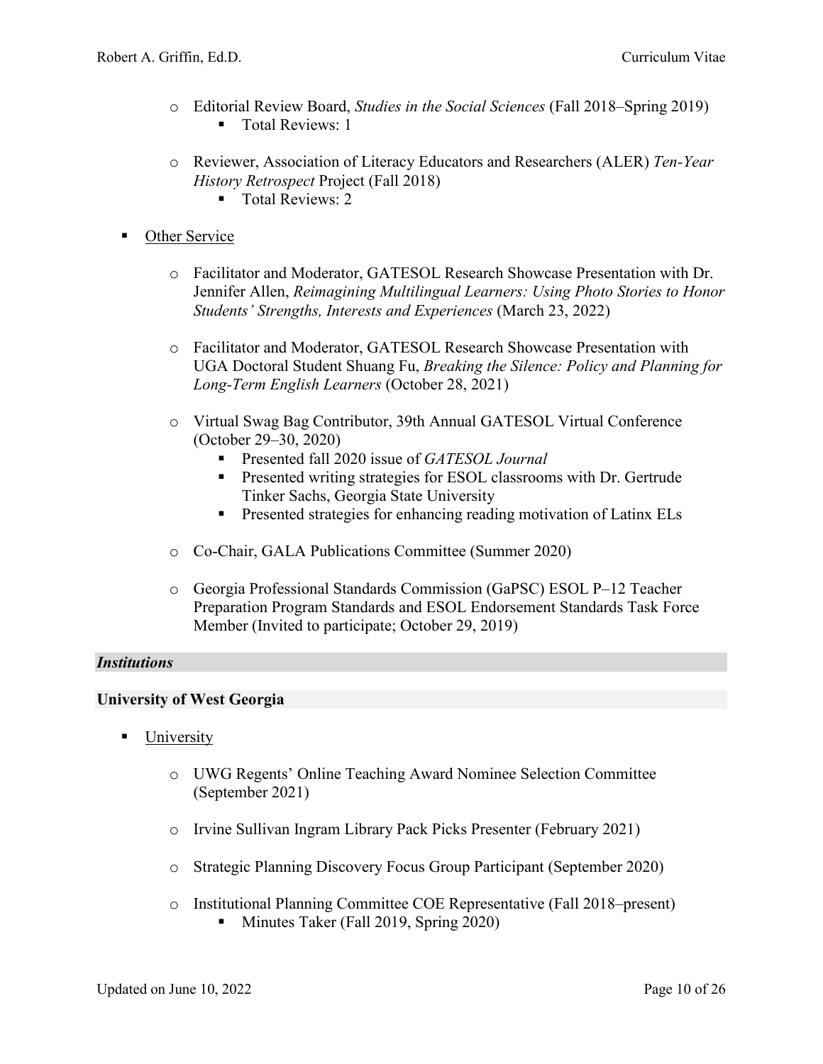- Editorial Review Board, *Studies in the Social Sciences* (Fall 2018–Spring 2019)
    - Total Reviews: 1

- Reviewer, Association of Literacy Educators and Researchers (ALER) *Ten-Year History Retrospect* Project (Fall 2018)
    - Total Reviews: 2

- <u>Other Service</u>

    - Facilitator and Moderator, GATESOL Research Showcase Presentation with Dr. Jennifer Allen, *Reimagining Multilingual Learners: Using Photo Stories to Honor Students' Strengths, Interests and Experiences* (March 23, 2022)

    - Facilitator and Moderator, GATESOL Research Showcase Presentation with UGA Doctoral Student Shuang Fu, *Breaking the Silence: Policy and Planning for Long-Term English Learners* (October 28, 2021)

    - Virtual Swag Bag Contributor, 39th Annual GATESOL Virtual Conference (October 29–30, 2020)
        - Presented fall 2020 issue of *GATESOL Journal*
        - Presented writing strategies for ESOL classrooms with Dr. Gertrude Tinker Sachs, Georgia State University
        - Presented strategies for enhancing reading motivation of Latinx ELs

    - Co-Chair, GALA Publications Committee (Summer 2020)

    - Georgia Professional Standards Commission (GaPSC) ESOL P–12 Teacher Preparation Program Standards and ESOL Endorsement Standards Task Force Member (Invited to participate; October 29, 2019)

### *Institutions*

#### **University of West Georgia**

- <u>University</u>

    - UWG Regents' Online Teaching Award Nominee Selection Committee (September 2021)

    - Irvine Sullivan Ingram Library Pack Picks Presenter (February 2021)

    - Strategic Planning Discovery Focus Group Participant (September 2020)

    - Institutional Planning Committee COE Representative (Fall 2018–present)
        - Minutes Taker (Fall 2019, Spring 2020)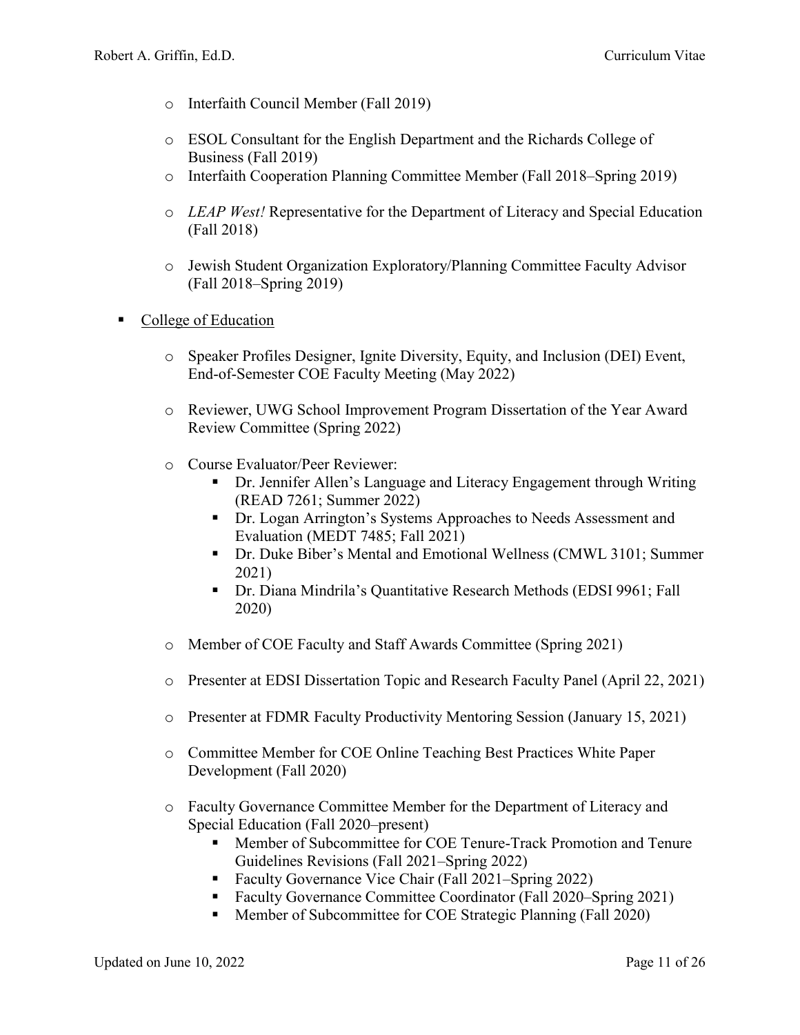- Interfaith Council Member (Fall 2019)
- ESOL Consultant for the English Department and the Richards College of Business (Fall 2019)
- Interfaith Cooperation Planning Committee Member (Fall 2018–Spring 2019)
- *LEAP West!* Representative for the Department of Literacy and Special Education (Fall 2018)
- Jewish Student Organization Exploratory/Planning Committee Faculty Advisor (Fall 2018–Spring 2019)

- <u>College of Education</u>
  - Speaker Profiles Designer, Ignite Diversity, Equity, and Inclusion (DEI) Event, End-of-Semester COE Faculty Meeting (May 2022)
  - Reviewer, UWG School Improvement Program Dissertation of the Year Award Review Committee (Spring 2022)
  - Course Evaluator/Peer Reviewer:
    - Dr. Jennifer Allen's Language and Literacy Engagement through Writing (READ 7261; Summer 2022)
    - Dr. Logan Arrington's Systems Approaches to Needs Assessment and Evaluation (MEDT 7485; Fall 2021)
    - Dr. Duke Biber's Mental and Emotional Wellness (CMWL 3101; Summer 2021)
    - Dr. Diana Mindrila's Quantitative Research Methods (EDSI 9961; Fall 2020)
  - Member of COE Faculty and Staff Awards Committee (Spring 2021)
  - Presenter at EDSI Dissertation Topic and Research Faculty Panel (April 22, 2021)
  - Presenter at FDMR Faculty Productivity Mentoring Session (January 15, 2021)
  - Committee Member for COE Online Teaching Best Practices White Paper Development (Fall 2020)
  - Faculty Governance Committee Member for the Department of Literacy and Special Education (Fall 2020–present)
    - Member of Subcommittee for COE Tenure-Track Promotion and Tenure Guidelines Revisions (Fall 2021–Spring 2022)
    - Faculty Governance Vice Chair (Fall 2021–Spring 2022)
    - Faculty Governance Committee Coordinator (Fall 2020–Spring 2021)
    - Member of Subcommittee for COE Strategic Planning (Fall 2020)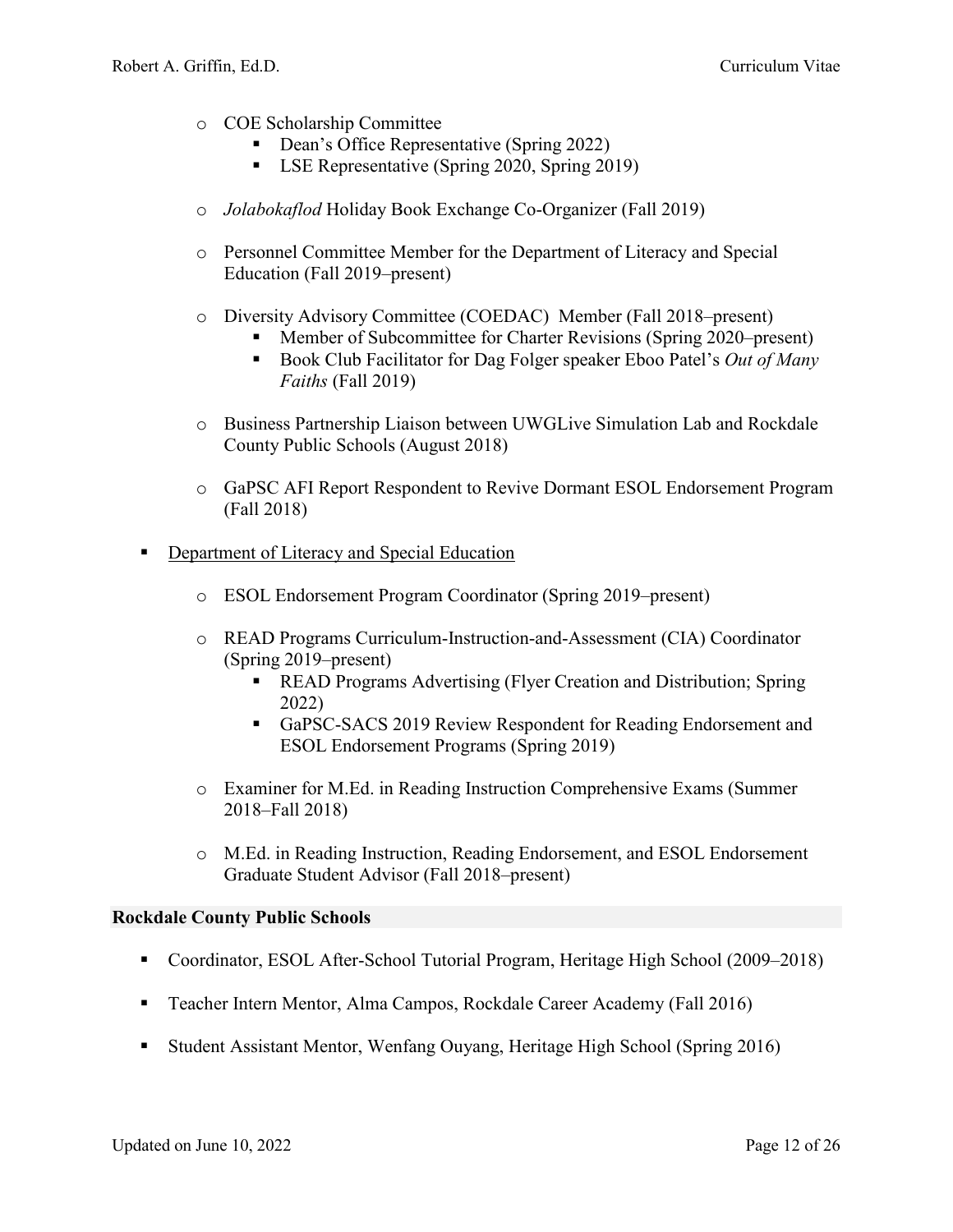- COE Scholarship Committee
  - Dean's Office Representative (Spring 2022)
  - LSE Representative (Spring 2020, Spring 2019)

- *Jolabokaflod* Holiday Book Exchange Co-Organizer (Fall 2019)

- Personnel Committee Member for the Department of Literacy and Special Education (Fall 2019–present)

- Diversity Advisory Committee (COEDAC) Member (Fall 2018–present)
  - Member of Subcommittee for Charter Revisions (Spring 2020–present)
  - Book Club Facilitator for Dag Folger speaker Eboo Patel's *Out of Many Faiths* (Fall 2019)

- Business Partnership Liaison between UWGLive Simulation Lab and Rockdale County Public Schools (August 2018)

- GaPSC AFI Report Respondent to Revive Dormant ESOL Endorsement Program (Fall 2018)

- <u>Department of Literacy and Special Education</u>

  - ESOL Endorsement Program Coordinator (Spring 2019–present)

  - READ Programs Curriculum-Instruction-and-Assessment (CIA) Coordinator (Spring 2019–present)
    - READ Programs Advertising (Flyer Creation and Distribution; Spring 2022)
    - GaPSC-SACS 2019 Review Respondent for Reading Endorsement and ESOL Endorsement Programs (Spring 2019)

  - Examiner for M.Ed. in Reading Instruction Comprehensive Exams (Summer 2018–Fall 2018)

  - M.Ed. in Reading Instruction, Reading Endorsement, and ESOL Endorsement Graduate Student Advisor (Fall 2018–present)

**Rockdale County Public Schools**

- Coordinator, ESOL After-School Tutorial Program, Heritage High School (2009–2018)

- Teacher Intern Mentor, Alma Campos, Rockdale Career Academy (Fall 2016)

- Student Assistant Mentor, Wenfang Ouyang, Heritage High School (Spring 2016)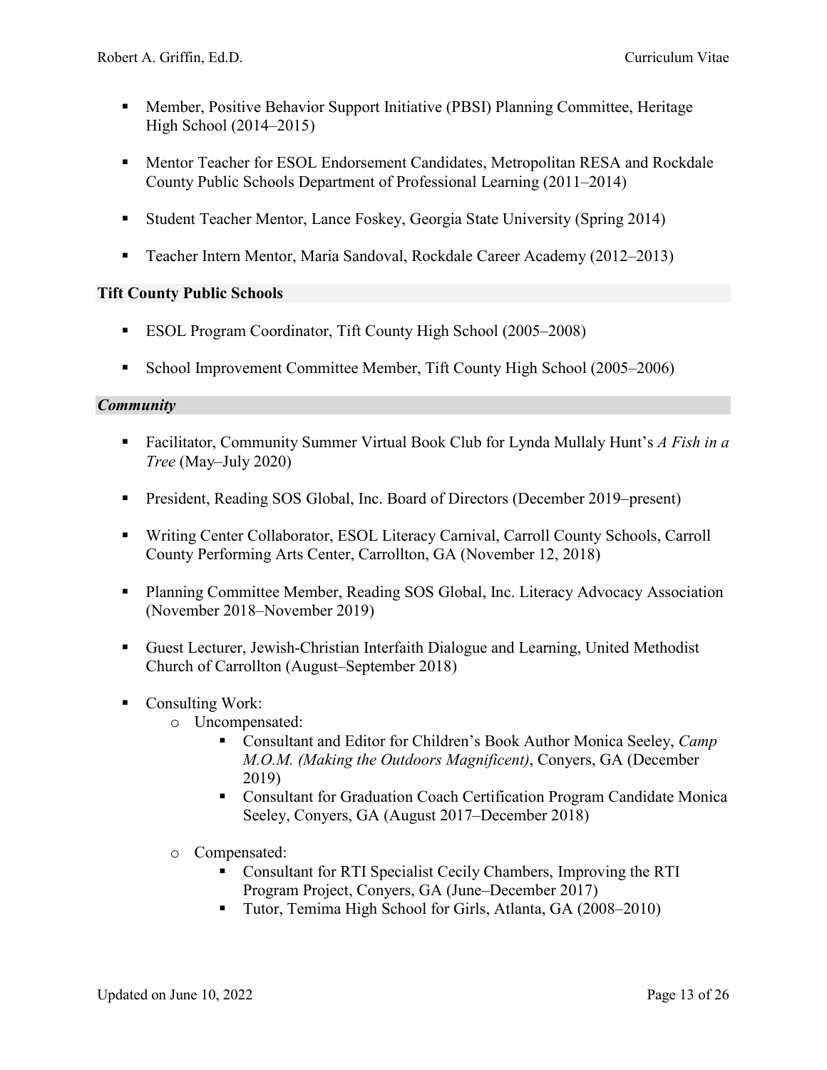- Member, Positive Behavior Support Initiative (PBSI) Planning Committee, Heritage High School (2014–2015)

- Mentor Teacher for ESOL Endorsement Candidates, Metropolitan RESA and Rockdale County Public Schools Department of Professional Learning (2011–2014)

- Student Teacher Mentor, Lance Foskey, Georgia State University (Spring 2014)

- Teacher Intern Mentor, Maria Sandoval, Rockdale Career Academy (2012–2013)

**Tift County Public Schools**

- ESOL Program Coordinator, Tift County High School (2005–2008)

- School Improvement Committee Member, Tift County High School (2005–2006)

***Community***

- Facilitator, Community Summer Virtual Book Club for Lynda Mullaly Hunt's *A Fish in a Tree* (May–July 2020)

- President, Reading SOS Global, Inc. Board of Directors (December 2019–present)

- Writing Center Collaborator, ESOL Literacy Carnival, Carroll County Schools, Carroll County Performing Arts Center, Carrollton, GA (November 12, 2018)

- Planning Committee Member, Reading SOS Global, Inc. Literacy Advocacy Association (November 2018–November 2019)

- Guest Lecturer, Jewish-Christian Interfaith Dialogue and Learning, United Methodist Church of Carrollton (August–September 2018)

- Consulting Work:
  - Uncompensated:
    - Consultant and Editor for Children's Book Author Monica Seeley, *Camp M.O.M. (Making the Outdoors Magnificent)*, Conyers, GA (December 2019)
    - Consultant for Graduation Coach Certification Program Candidate Monica Seeley, Conyers, GA (August 2017–December 2018)
  - Compensated:
    - Consultant for RTI Specialist Cecily Chambers, Improving the RTI Program Project, Conyers, GA (June–December 2017)
    - Tutor, Temima High School for Girls, Atlanta, GA (2008–2010)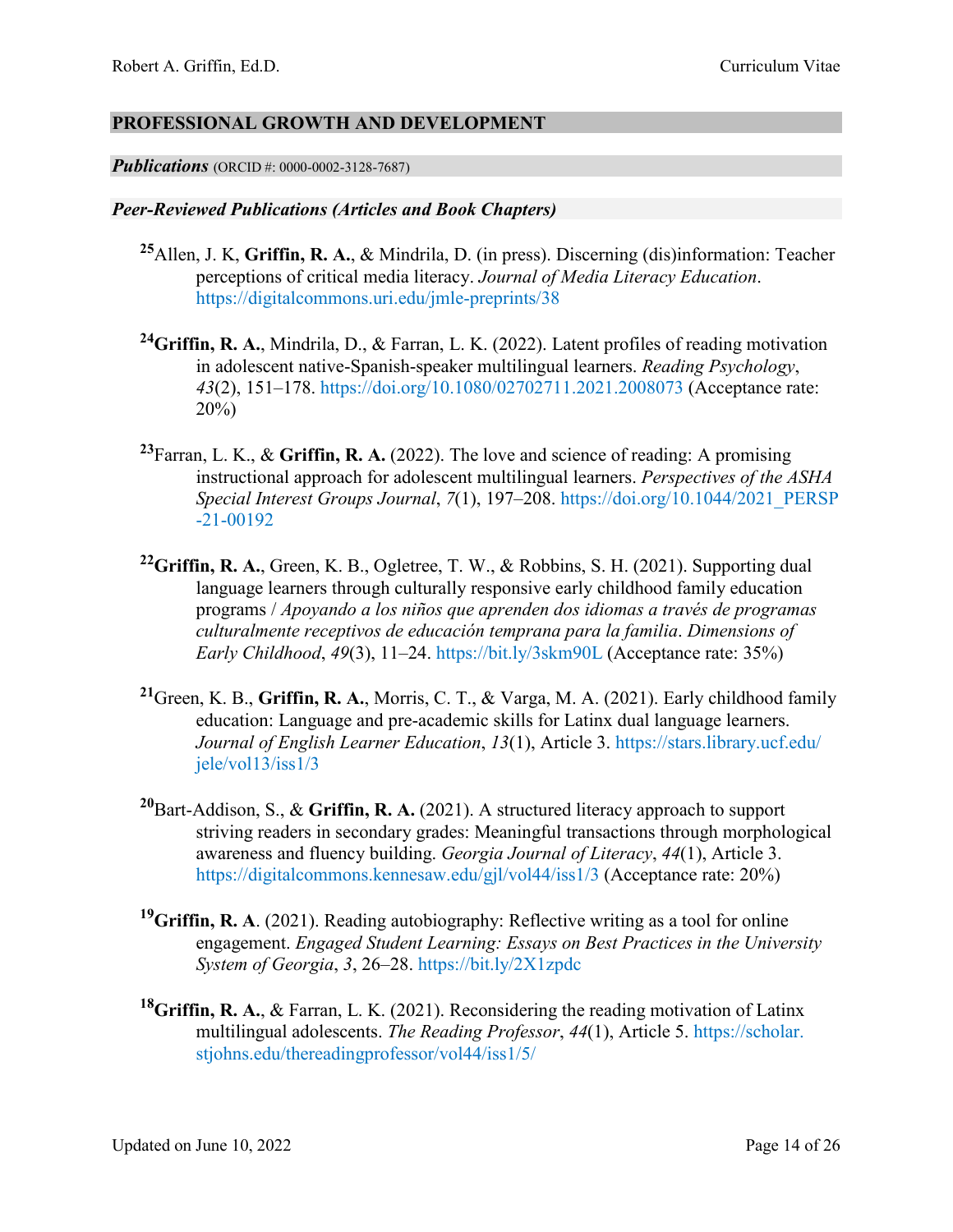## PROFESSIONAL GROWTH AND DEVELOPMENT

### *Publications* (ORCID #: 0000-0002-3128-7687)

#### *Peer-Reviewed Publications (Articles and Book Chapters)*

[25]Allen, J. K, **Griffin, R. A.**, & Mindrila, D. (in press). Discerning (dis)information: Teacher perceptions of critical media literacy. *Journal of Media Literacy Education*. https://digitalcommons.uri.edu/jmle-preprints/38

[24]**Griffin, R. A.**, Mindrila, D., & Farran, L. K. (2022). Latent profiles of reading motivation in adolescent native-Spanish-speaker multilingual learners. *Reading Psychology*, *43*(2), 151–178. https://doi.org/10.1080/02702711.2021.2008073 (Acceptance rate: 20%)

[23]Farran, L. K., & **Griffin, R. A.** (2022). The love and science of reading: A promising instructional approach for adolescent multilingual learners. *Perspectives of the ASHA Special Interest Groups Journal*, *7*(1), 197–208. https://doi.org/10.1044/2021_PERSP-21-00192

[22]**Griffin, R. A.**, Green, K. B., Ogletree, T. W., & Robbins, S. H. (2021). Supporting dual language learners through culturally responsive early childhood family education programs / *Apoyando a los niños que aprenden dos idiomas a través de programas culturalmente receptivos de educación temprana para la familia*. *Dimensions of Early Childhood*, *49*(3), 11–24. https://bit.ly/3skm90L (Acceptance rate: 35%)

[21]Green, K. B., **Griffin, R. A.**, Morris, C. T., & Varga, M. A. (2021). Early childhood family education: Language and pre-academic skills for Latinx dual language learners. *Journal of English Learner Education*, *13*(1), Article 3. https://stars.library.ucf.edu/jele/vol13/iss1/3

[20]Bart-Addison, S., & **Griffin, R. A.** (2021). A structured literacy approach to support striving readers in secondary grades: Meaningful transactions through morphological awareness and fluency building. *Georgia Journal of Literacy*, *44*(1), Article 3. https://digitalcommons.kennesaw.edu/gjl/vol44/iss1/3 (Acceptance rate: 20%)

[19]**Griffin, R. A**. (2021). Reading autobiography: Reflective writing as a tool for online engagement. *Engaged Student Learning: Essays on Best Practices in the University System of Georgia*, *3*, 26–28. https://bit.ly/2X1zpdc

[18]**Griffin, R. A.**, & Farran, L. K. (2021). Reconsidering the reading motivation of Latinx multilingual adolescents. *The Reading Professor*, *44*(1), Article 5. https://scholar.stjohns.edu/thereadingprofessor/vol44/iss1/5/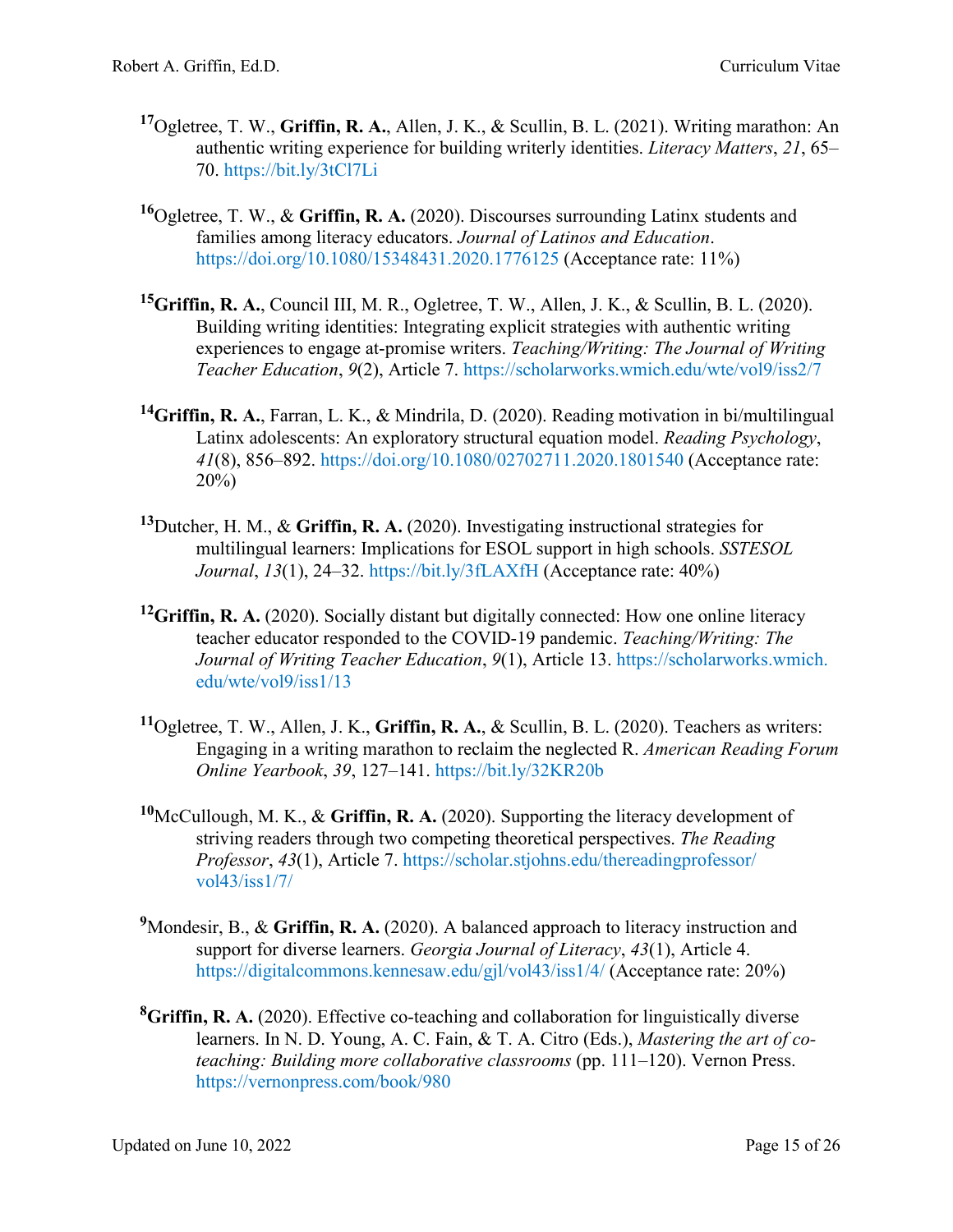[17]Ogletree, T. W., **Griffin, R. A.**, Allen, J. K., & Scullin, B. L. (2021). Writing marathon: An authentic writing experience for building writerly identities. *Literacy Matters*, *21*, 65–70. https://bit.ly/3tCl7Li

[16]Ogletree, T. W., & **Griffin, R. A.** (2020). Discourses surrounding Latinx students and families among literacy educators. *Journal of Latinos and Education*. https://doi.org/10.1080/15348431.2020.1776125 (Acceptance rate: 11%)

[15]**Griffin, R. A.**, Council III, M. R., Ogletree, T. W., Allen, J. K., & Scullin, B. L. (2020). Building writing identities: Integrating explicit strategies with authentic writing experiences to engage at-promise writers. *Teaching/Writing: The Journal of Writing Teacher Education*, *9*(2), Article 7. https://scholarworks.wmich.edu/wte/vol9/iss2/7

[14]**Griffin, R. A.**, Farran, L. K., & Mindrila, D. (2020). Reading motivation in bi/multilingual Latinx adolescents: An exploratory structural equation model. *Reading Psychology*, *41*(8), 856–892. https://doi.org/10.1080/02702711.2020.1801540 (Acceptance rate: 20%)

[13]Dutcher, H. M., & **Griffin, R. A.** (2020). Investigating instructional strategies for multilingual learners: Implications for ESOL support in high schools. *SSTESOL Journal*, *13*(1), 24–32. https://bit.ly/3fLAXfH (Acceptance rate: 40%)

[12]**Griffin, R. A.** (2020). Socially distant but digitally connected: How one online literacy teacher educator responded to the COVID-19 pandemic. *Teaching/Writing: The Journal of Writing Teacher Education*, *9*(1), Article 13. https://scholarworks.wmich.edu/wte/vol9/iss1/13

[11]Ogletree, T. W., Allen, J. K., **Griffin, R. A.**, & Scullin, B. L. (2020). Teachers as writers: Engaging in a writing marathon to reclaim the neglected R. *American Reading Forum Online Yearbook*, *39*, 127–141. https://bit.ly/32KR20b

[10]McCullough, M. K., & **Griffin, R. A.** (2020). Supporting the literacy development of striving readers through two competing theoretical perspectives. *The Reading Professor*, *43*(1), Article 7. https://scholar.stjohns.edu/thereadingprofessor/vol43/iss1/7/

[9]Mondesir, B., & **Griffin, R. A.** (2020). A balanced approach to literacy instruction and support for diverse learners. *Georgia Journal of Literacy*, *43*(1), Article 4. https://digitalcommons.kennesaw.edu/gjl/vol43/iss1/4/ (Acceptance rate: 20%)

[8]**Griffin, R. A.** (2020). Effective co-teaching and collaboration for linguistically diverse learners. In N. D. Young, A. C. Fain, & T. A. Citro (Eds.), *Mastering the art of co-teaching: Building more collaborative classrooms* (pp. 111–120). Vernon Press. https://vernonpress.com/book/980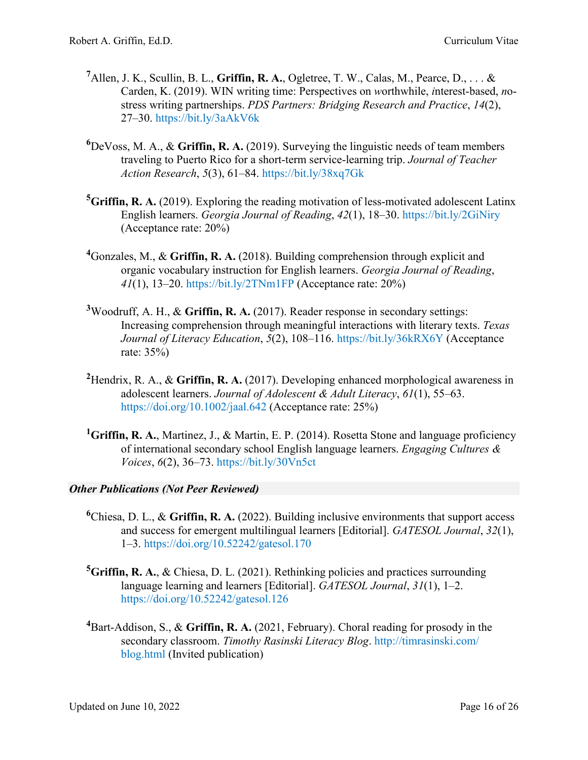[7]Allen, J. K., Scullin, B. L., **Griffin, R. A.**, Ogletree, T. W., Calas, M., Pearce, D., . . . & Carden, K. (2019). WIN writing time: Perspectives on *w*orthwhile, *i*nterest-based, *n*o-stress writing partnerships. *PDS Partners: Bridging Research and Practice*, *14*(2), 27–30. https://bit.ly/3aAkV6k

[6]DeVoss, M. A., & **Griffin, R. A.** (2019). Surveying the linguistic needs of team members traveling to Puerto Rico for a short-term service-learning trip. *Journal of Teacher Action Research*, *5*(3), 61–84. https://bit.ly/38xq7Gk

[5]**Griffin, R. A.** (2019). Exploring the reading motivation of less-motivated adolescent Latinx English learners. *Georgia Journal of Reading*, *42*(1), 18–30. https://bit.ly/2GiNiry (Acceptance rate: 20%)

[4]Gonzales, M., & **Griffin, R. A.** (2018). Building comprehension through explicit and organic vocabulary instruction for English learners. *Georgia Journal of Reading*, *41*(1), 13–20. https://bit.ly/2TNm1FP (Acceptance rate: 20%)

[3]Woodruff, A. H., & **Griffin, R. A.** (2017). Reader response in secondary settings: Increasing comprehension through meaningful interactions with literary texts. *Texas Journal of Literacy Education*, *5*(2), 108–116. https://bit.ly/36kRX6Y (Acceptance rate: 35%)

[2]Hendrix, R. A., & **Griffin, R. A.** (2017). Developing enhanced morphological awareness in adolescent learners. *Journal of Adolescent & Adult Literacy*, *61*(1), 55–63. https://doi.org/10.1002/jaal.642 (Acceptance rate: 25%)

[1]**Griffin, R. A.**, Martinez, J., & Martin, E. P. (2014). Rosetta Stone and language proficiency of international secondary school English language learners. *Engaging Cultures & Voices*, *6*(2), 36–73. https://bit.ly/30Vn5ct

***Other Publications (Not Peer Reviewed)***

[6]Chiesa, D. L., & **Griffin, R. A.** (2022). Building inclusive environments that support access and success for emergent multilingual learners [Editorial]. *GATESOL Journal*, *32*(1), 1–3. https://doi.org/10.52242/gatesol.170

[5]**Griffin, R. A.**, & Chiesa, D. L. (2021). Rethinking policies and practices surrounding language learning and learners [Editorial]. *GATESOL Journal*, *31*(1), 1–2. https://doi.org/10.52242/gatesol.126

[4]Bart-Addison, S., & **Griffin, R. A.** (2021, February). Choral reading for prosody in the secondary classroom. *Timothy Rasinski Literacy Blog*. http://timrasinski.com/blog.html (Invited publication)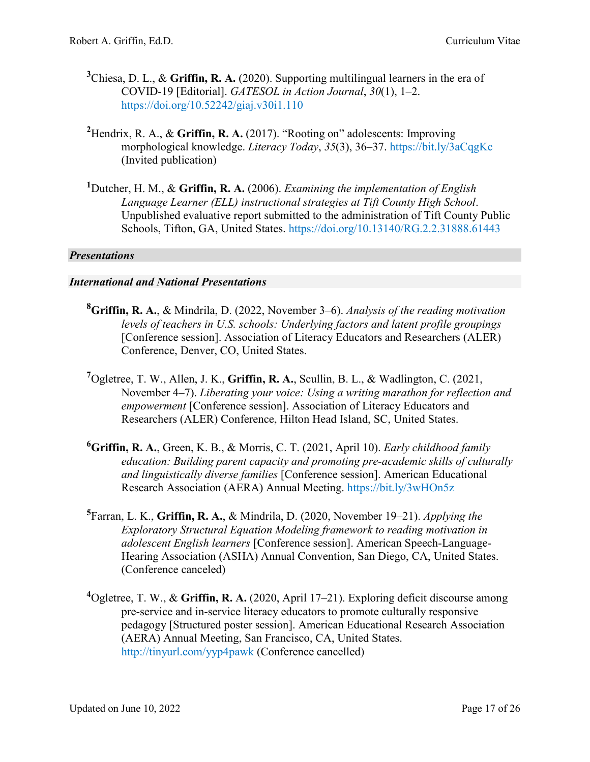[3]Chiesa, D. L., & **Griffin, R. A.** (2020). Supporting multilingual learners in the era of COVID-19 [Editorial]. *GATESOL in Action Journal*, *30*(1), 1–2. https://doi.org/10.52242/giaj.v30i1.110

[2]Hendrix, R. A., & **Griffin, R. A.** (2017). "Rooting on" adolescents: Improving morphological knowledge. *Literacy Today*, *35*(3), 36–37. https://bit.ly/3aCqgKc (Invited publication)

[1]Dutcher, H. M., & **Griffin, R. A.** (2006). *Examining the implementation of English Language Learner (ELL) instructional strategies at Tift County High School*. Unpublished evaluative report submitted to the administration of Tift County Public Schools, Tifton, GA, United States. https://doi.org/10.13140/RG.2.2.31888.61443

## *Presentations*

### *International and National Presentations*

[8]**Griffin, R. A.**, & Mindrila, D. (2022, November 3–6). *Analysis of the reading motivation levels of teachers in U.S. schools: Underlying factors and latent profile groupings* [Conference session]. Association of Literacy Educators and Researchers (ALER) Conference, Denver, CO, United States.

[7]Ogletree, T. W., Allen, J. K., **Griffin, R. A.**, Scullin, B. L., & Wadlington, C. (2021, November 4–7). *Liberating your voice: Using a writing marathon for reflection and empowerment* [Conference session]. Association of Literacy Educators and Researchers (ALER) Conference, Hilton Head Island, SC, United States.

[6]**Griffin, R. A.**, Green, K. B., & Morris, C. T. (2021, April 10). *Early childhood family education: Building parent capacity and promoting pre-academic skills of culturally and linguistically diverse families* [Conference session]. American Educational Research Association (AERA) Annual Meeting. https://bit.ly/3wHOn5z

[5]Farran, L. K., **Griffin, R. A.**, & Mindrila, D. (2020, November 19–21). *Applying the Exploratory Structural Equation Modeling framework to reading motivation in adolescent English learners* [Conference session]. American Speech-Language-Hearing Association (ASHA) Annual Convention, San Diego, CA, United States. (Conference canceled)

[4]Ogletree, T. W., & **Griffin, R. A.** (2020, April 17–21). Exploring deficit discourse among pre-service and in-service literacy educators to promote culturally responsive pedagogy [Structured poster session]. American Educational Research Association (AERA) Annual Meeting, San Francisco, CA, United States. http://tinyurl.com/yyp4pawk (Conference cancelled)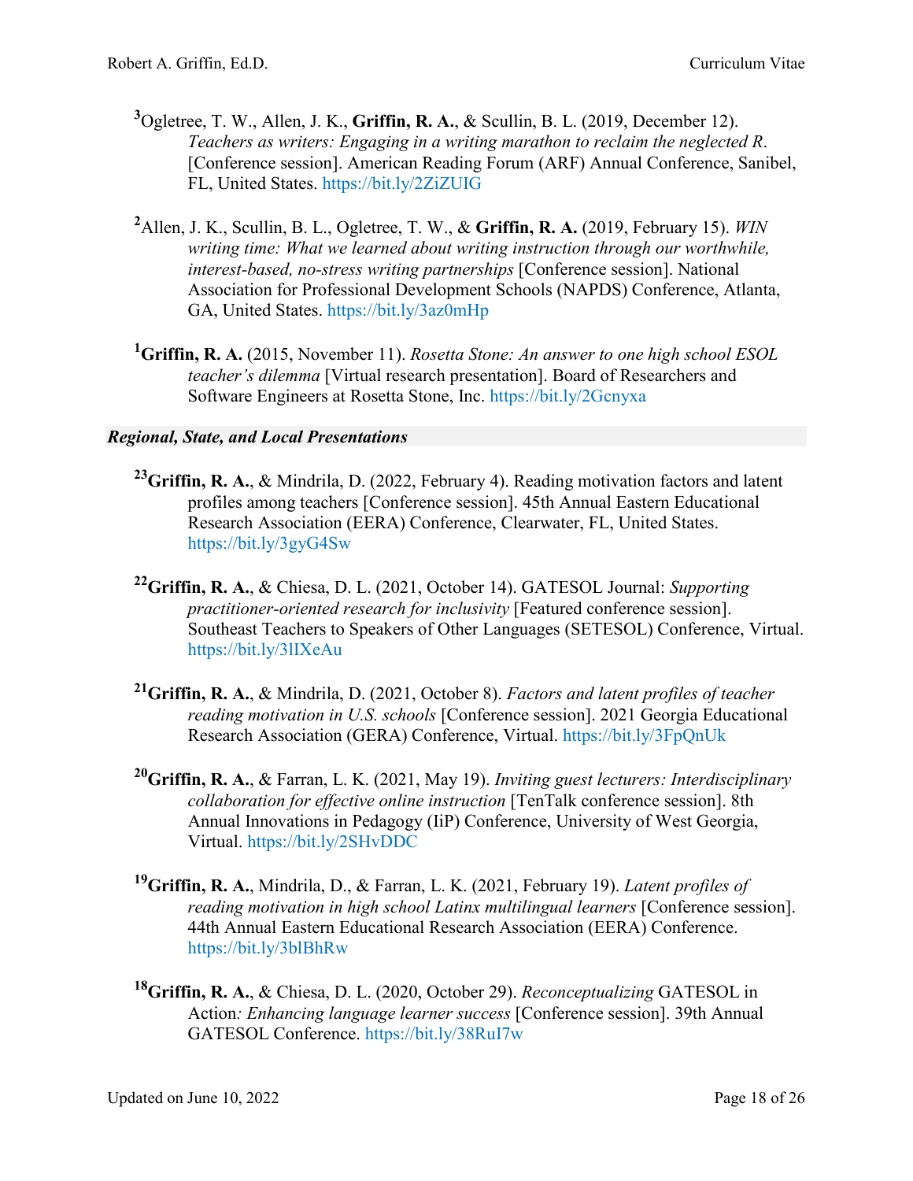[3]Ogletree, T. W., Allen, J. K., **Griffin, R. A.**, & Scullin, B. L. (2019, December 12). *Teachers as writers: Engaging in a writing marathon to reclaim the neglected R*. [Conference session]. American Reading Forum (ARF) Annual Conference, Sanibel, FL, United States. https://bit.ly/2ZiZUIG

[2]Allen, J. K., Scullin, B. L., Ogletree, T. W., & **Griffin, R. A.** (2019, February 15). *WIN writing time: What we learned about writing instruction through our worthwhile, interest-based, no-stress writing partnerships* [Conference session]. National Association for Professional Development Schools (NAPDS) Conference, Atlanta, GA, United States. https://bit.ly/3az0mHp

[1]**Griffin, R. A.** (2015, November 11). *Rosetta Stone: An answer to one high school ESOL teacher's dilemma* [Virtual research presentation]. Board of Researchers and Software Engineers at Rosetta Stone, Inc. https://bit.ly/2Gcnyxa

### *Regional, State, and Local Presentations*

[23]**Griffin, R. A.**, & Mindrila, D. (2022, February 4). Reading motivation factors and latent profiles among teachers [Conference session]. 45th Annual Eastern Educational Research Association (EERA) Conference, Clearwater, FL, United States. https://bit.ly/3gyG4Sw

[22]**Griffin, R. A.**, & Chiesa, D. L. (2021, October 14). GATESOL Journal: *Supporting practitioner-oriented research for inclusivity* [Featured conference session]. Southeast Teachers to Speakers of Other Languages (SETESOL) Conference, Virtual. https://bit.ly/3lIXeAu

[21]**Griffin, R. A.**, & Mindrila, D. (2021, October 8). *Factors and latent profiles of teacher reading motivation in U.S. schools* [Conference session]. 2021 Georgia Educational Research Association (GERA) Conference, Virtual. https://bit.ly/3FpQnUk

[20]**Griffin, R. A.**, & Farran, L. K. (2021, May 19). *Inviting guest lecturers: Interdisciplinary collaboration for effective online instruction* [TenTalk conference session]. 8th Annual Innovations in Pedagogy (IiP) Conference, University of West Georgia, Virtual. https://bit.ly/2SHvDDC

[19]**Griffin, R. A.**, Mindrila, D., & Farran, L. K. (2021, February 19). *Latent profiles of reading motivation in high school Latinx multilingual learners* [Conference session]. 44th Annual Eastern Educational Research Association (EERA) Conference. https://bit.ly/3blBhRw

[18]**Griffin, R. A.**, & Chiesa, D. L. (2020, October 29). *Reconceptualizing* GATESOL in Action*: Enhancing language learner success* [Conference session]. 39th Annual GATESOL Conference. https://bit.ly/38RuI7w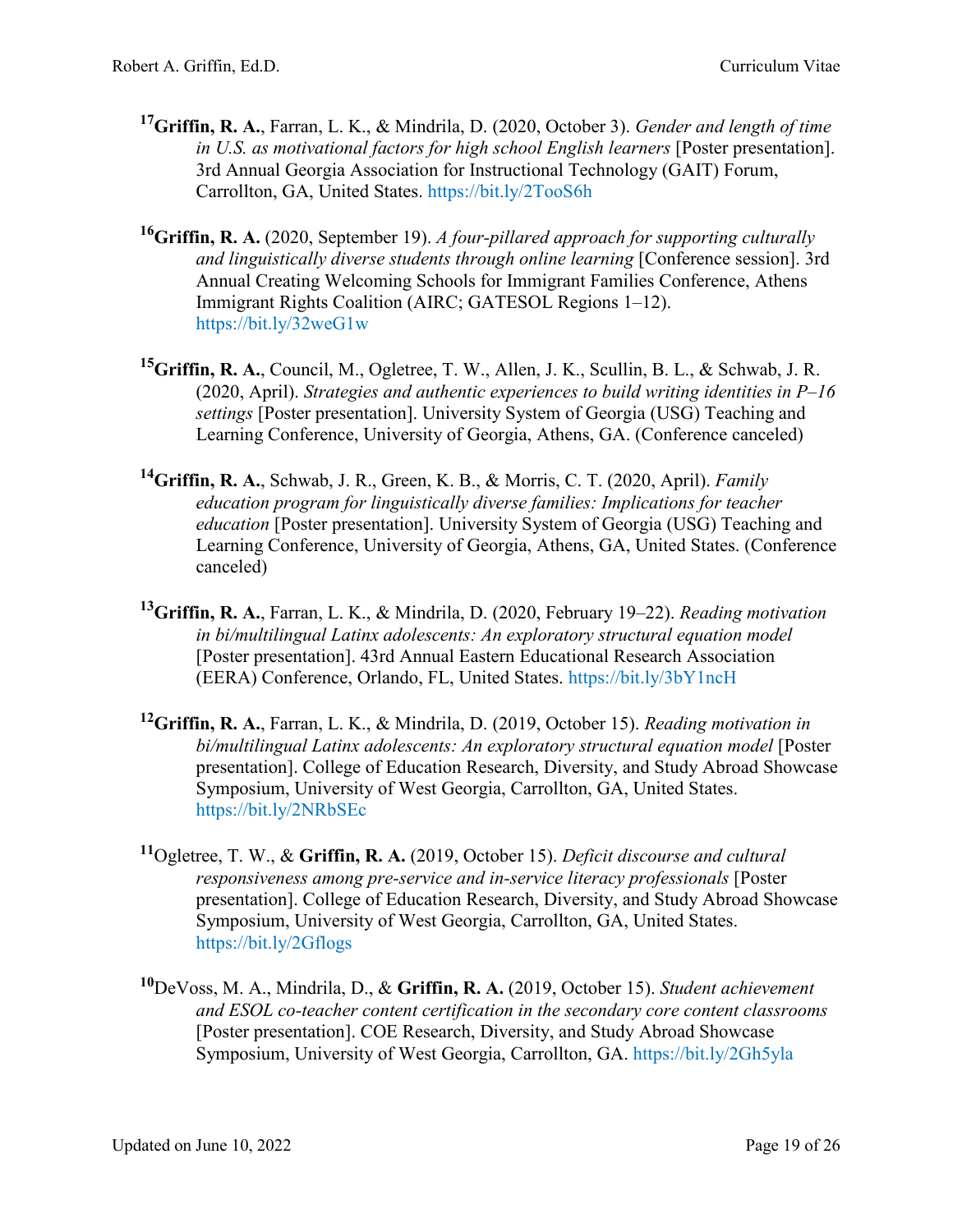[17]**Griffin, R. A.**, Farran, L. K., & Mindrila, D. (2020, October 3). *Gender and length of time in U.S. as motivational factors for high school English learners* [Poster presentation]. 3rd Annual Georgia Association for Instructional Technology (GAIT) Forum, Carrollton, GA, United States. https://bit.ly/2TooS6h

[16]**Griffin, R. A.** (2020, September 19). *A four-pillared approach for supporting culturally and linguistically diverse students through online learning* [Conference session]. 3rd Annual Creating Welcoming Schools for Immigrant Families Conference, Athens Immigrant Rights Coalition (AIRC; GATESOL Regions 1–12). https://bit.ly/32weG1w

[15]**Griffin, R. A.**, Council, M., Ogletree, T. W., Allen, J. K., Scullin, B. L., & Schwab, J. R. (2020, April). *Strategies and authentic experiences to build writing identities in P–16 settings* [Poster presentation]. University System of Georgia (USG) Teaching and Learning Conference, University of Georgia, Athens, GA. (Conference canceled)

[14]**Griffin, R. A.**, Schwab, J. R., Green, K. B., & Morris, C. T. (2020, April). *Family education program for linguistically diverse families: Implications for teacher education* [Poster presentation]. University System of Georgia (USG) Teaching and Learning Conference, University of Georgia, Athens, GA, United States. (Conference canceled)

[13]**Griffin, R. A.**, Farran, L. K., & Mindrila, D. (2020, February 19–22). *Reading motivation in bi/multilingual Latinx adolescents: An exploratory structural equation model* [Poster presentation]. 43rd Annual Eastern Educational Research Association (EERA) Conference, Orlando, FL, United States. https://bit.ly/3bY1ncH

[12]**Griffin, R. A.**, Farran, L. K., & Mindrila, D. (2019, October 15). *Reading motivation in bi/multilingual Latinx adolescents: An exploratory structural equation model* [Poster presentation]. College of Education Research, Diversity, and Study Abroad Showcase Symposium, University of West Georgia, Carrollton, GA, United States. https://bit.ly/2NRbSEc

[11]Ogletree, T. W., & **Griffin, R. A.** (2019, October 15). *Deficit discourse and cultural responsiveness among pre-service and in-service literacy professionals* [Poster presentation]. College of Education Research, Diversity, and Study Abroad Showcase Symposium, University of West Georgia, Carrollton, GA, United States. https://bit.ly/2Gflogs

[10]DeVoss, M. A., Mindrila, D., & **Griffin, R. A.** (2019, October 15). *Student achievement and ESOL co-teacher content certification in the secondary core content classrooms* [Poster presentation]. COE Research, Diversity, and Study Abroad Showcase Symposium, University of West Georgia, Carrollton, GA. https://bit.ly/2Gh5yla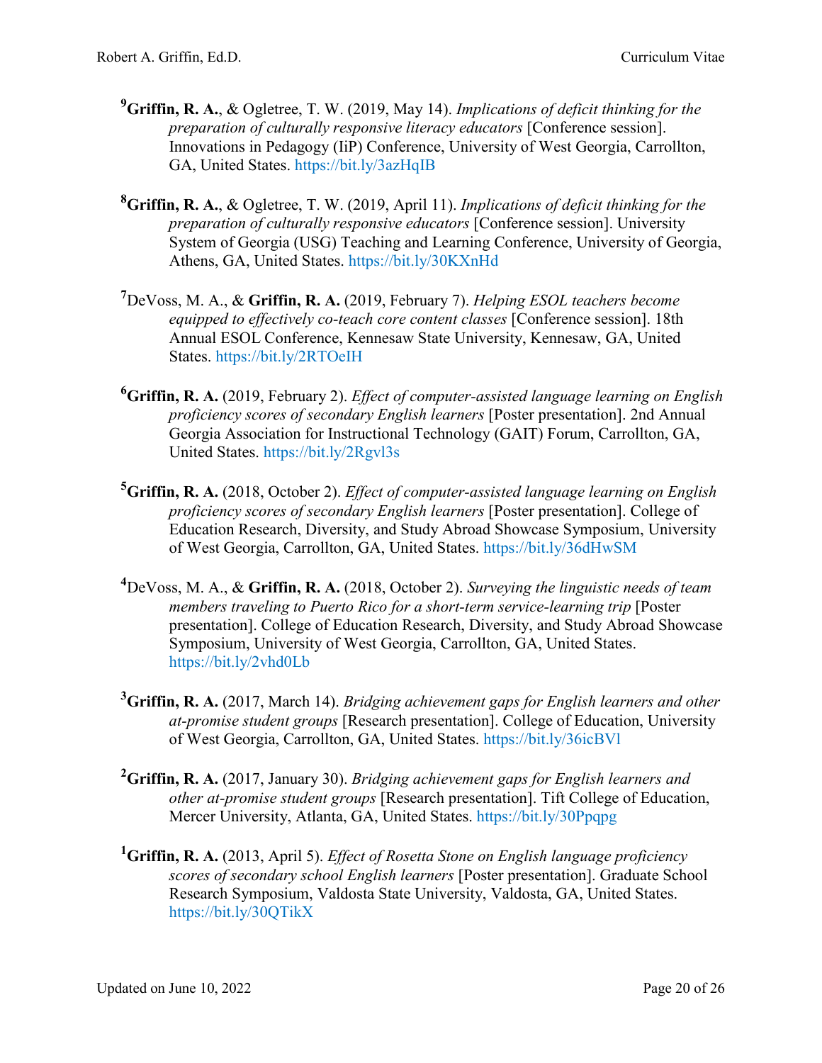[9]**Griffin, R. A.**, & Ogletree, T. W. (2019, May 14). *Implications of deficit thinking for the preparation of culturally responsive literacy educators* [Conference session]. Innovations in Pedagogy (IiP) Conference, University of West Georgia, Carrollton, GA, United States. https://bit.ly/3azHqIB

[8]**Griffin, R. A.**, & Ogletree, T. W. (2019, April 11). *Implications of deficit thinking for the preparation of culturally responsive educators* [Conference session]. University System of Georgia (USG) Teaching and Learning Conference, University of Georgia, Athens, GA, United States. https://bit.ly/30KXnHd

[7]DeVoss, M. A., & **Griffin, R. A.** (2019, February 7). *Helping ESOL teachers become equipped to effectively co-teach core content classes* [Conference session]. 18th Annual ESOL Conference, Kennesaw State University, Kennesaw, GA, United States. https://bit.ly/2RTOeIH

[6]**Griffin, R. A.** (2019, February 2). *Effect of computer-assisted language learning on English proficiency scores of secondary English learners* [Poster presentation]. 2nd Annual Georgia Association for Instructional Technology (GAIT) Forum, Carrollton, GA, United States. https://bit.ly/2Rgvl3s

[5]**Griffin, R. A.** (2018, October 2). *Effect of computer-assisted language learning on English proficiency scores of secondary English learners* [Poster presentation]. College of Education Research, Diversity, and Study Abroad Showcase Symposium, University of West Georgia, Carrollton, GA, United States. https://bit.ly/36dHwSM

[4]DeVoss, M. A., & **Griffin, R. A.** (2018, October 2). *Surveying the linguistic needs of team members traveling to Puerto Rico for a short-term service-learning trip* [Poster presentation]. College of Education Research, Diversity, and Study Abroad Showcase Symposium, University of West Georgia, Carrollton, GA, United States. https://bit.ly/2vhd0Lb

[3]**Griffin, R. A.** (2017, March 14). *Bridging achievement gaps for English learners and other at-promise student groups* [Research presentation]. College of Education, University of West Georgia, Carrollton, GA, United States. https://bit.ly/36icBVl

[2]**Griffin, R. A.** (2017, January 30). *Bridging achievement gaps for English learners and other at-promise student groups* [Research presentation]. Tift College of Education, Mercer University, Atlanta, GA, United States. https://bit.ly/30Ppqpg

[1]**Griffin, R. A.** (2013, April 5). *Effect of Rosetta Stone on English language proficiency scores of secondary school English learners* [Poster presentation]. Graduate School Research Symposium, Valdosta State University, Valdosta, GA, United States. https://bit.ly/30QTikX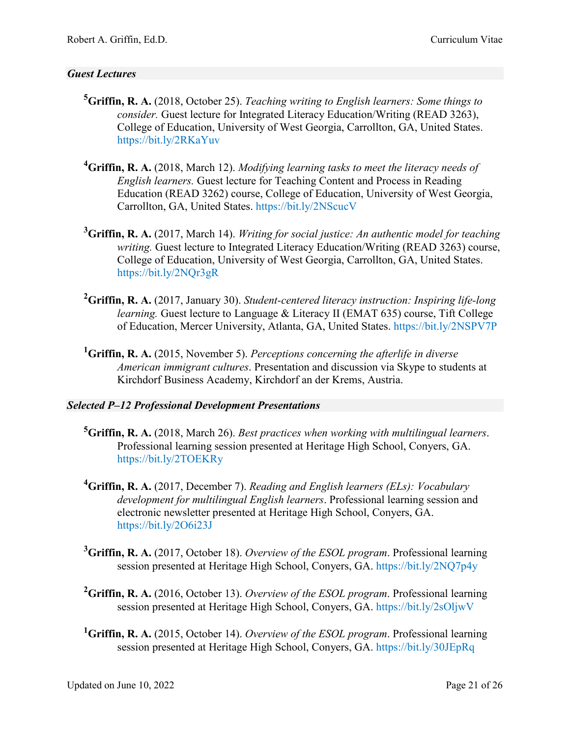### *Guest Lectures*

[5]**Griffin, R. A.** (2018, October 25). *Teaching writing to English learners: Some things to consider.* Guest lecture for Integrated Literacy Education/Writing (READ 3263), College of Education, University of West Georgia, Carrollton, GA, United States. https://bit.ly/2RKaYuv

[4]**Griffin, R. A.** (2018, March 12). *Modifying learning tasks to meet the literacy needs of English learners.* Guest lecture for Teaching Content and Process in Reading Education (READ 3262) course, College of Education, University of West Georgia, Carrollton, GA, United States. https://bit.ly/2NScucV

[3]**Griffin, R. A.** (2017, March 14). *Writing for social justice: An authentic model for teaching writing.* Guest lecture to Integrated Literacy Education/Writing (READ 3263) course, College of Education, University of West Georgia, Carrollton, GA, United States. https://bit.ly/2NQr3gR

[2]**Griffin, R. A.** (2017, January 30). *Student-centered literacy instruction: Inspiring life-long learning.* Guest lecture to Language & Literacy II (EMAT 635) course, Tift College of Education, Mercer University, Atlanta, GA, United States. https://bit.ly/2NSPV7P

[1]**Griffin, R. A.** (2015, November 5). *Perceptions concerning the afterlife in diverse American immigrant cultures*. Presentation and discussion via Skype to students at Kirchdorf Business Academy, Kirchdorf an der Krems, Austria.

### *Selected P–12 Professional Development Presentations*

[5]**Griffin, R. A.** (2018, March 26). *Best practices when working with multilingual learners*. Professional learning session presented at Heritage High School, Conyers, GA. https://bit.ly/2TOEKRy

[4]**Griffin, R. A.** (2017, December 7). *Reading and English learners (ELs): Vocabulary development for multilingual English learners*. Professional learning session and electronic newsletter presented at Heritage High School, Conyers, GA. https://bit.ly/2O6i23J

[3]**Griffin, R. A.** (2017, October 18). *Overview of the ESOL program*. Professional learning session presented at Heritage High School, Conyers, GA. https://bit.ly/2NQ7p4y

[2]**Griffin, R. A.** (2016, October 13). *Overview of the ESOL program*. Professional learning session presented at Heritage High School, Conyers, GA. https://bit.ly/2sOljwV

[1]**Griffin, R. A.** (2015, October 14). *Overview of the ESOL program*. Professional learning session presented at Heritage High School, Conyers, GA. https://bit.ly/30JEpRq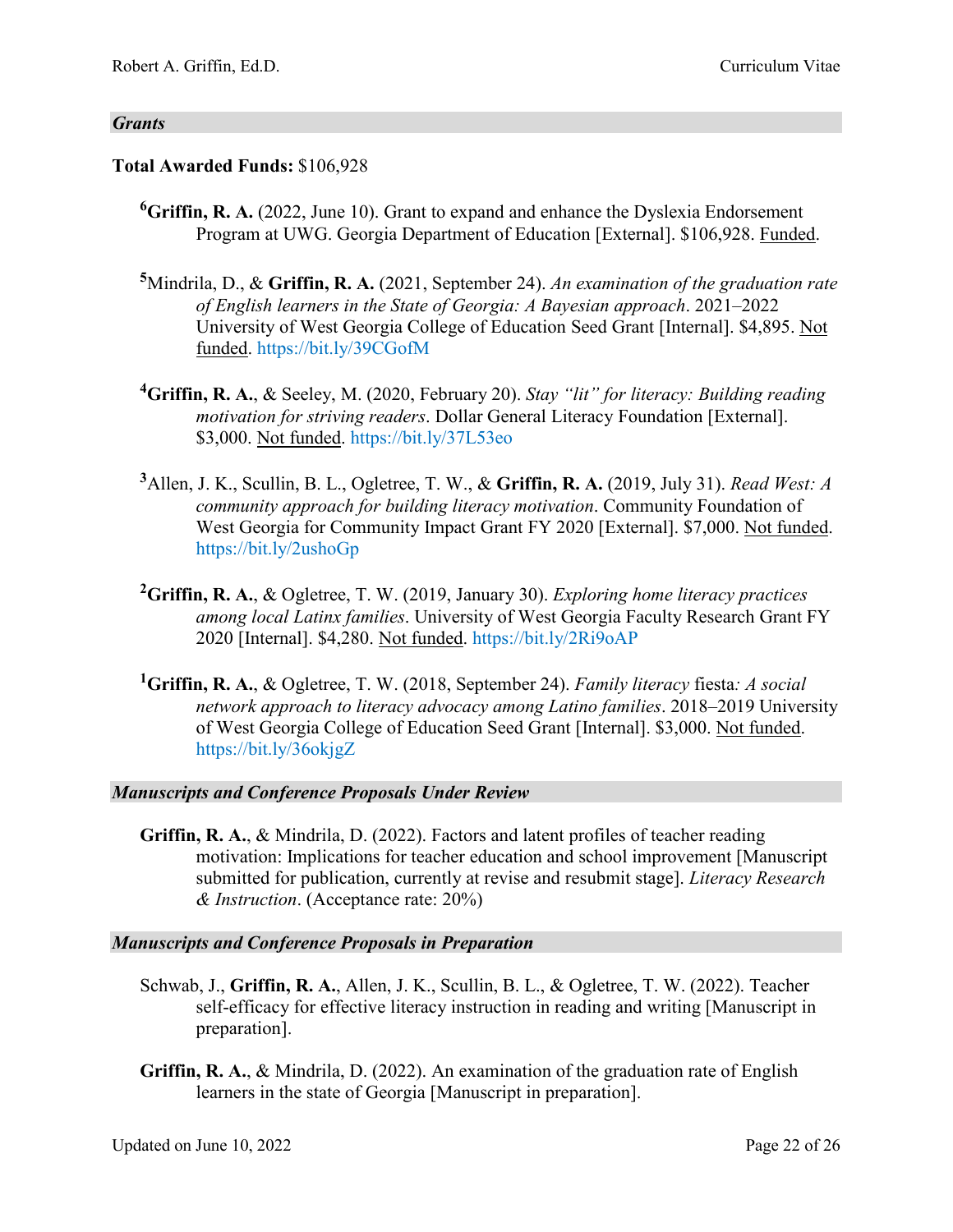### *Grants*

**Total Awarded Funds:** $106,928

[6]**Griffin, R. A.** (2022, June 10). Grant to expand and enhance the Dyslexia Endorsement Program at UWG. Georgia Department of Education [External]. $106,928. Funded.

[5]Mindrila, D., & **Griffin, R. A.** (2021, September 24). *An examination of the graduation rate of English learners in the State of Georgia: A Bayesian approach*. 2021–2022 University of West Georgia College of Education Seed Grant [Internal]. $4,895. Not funded. https://bit.ly/39CGofM

[4]**Griffin, R. A.**, & Seeley, M. (2020, February 20). *Stay "lit" for literacy: Building reading motivation for striving readers*. Dollar General Literacy Foundation [External]. $3,000. Not funded. https://bit.ly/37L53eo

[3]Allen, J. K., Scullin, B. L., Ogletree, T. W., & **Griffin, R. A.** (2019, July 31). *Read West: A community approach for building literacy motivation*. Community Foundation of West Georgia for Community Impact Grant FY 2020 [External]. $7,000. Not funded. https://bit.ly/2ushoGp

[2]**Griffin, R. A.**, & Ogletree, T. W. (2019, January 30). *Exploring home literacy practices among local Latinx families*. University of West Georgia Faculty Research Grant FY 2020 [Internal]. $4,280. Not funded. https://bit.ly/2Ri9oAP

[1]**Griffin, R. A.**, & Ogletree, T. W. (2018, September 24). *Family literacy* fiesta*: A social network approach to literacy advocacy among Latino families*. 2018–2019 University of West Georgia College of Education Seed Grant [Internal]. $3,000. Not funded. https://bit.ly/36okjgZ

### *Manuscripts and Conference Proposals Under Review*

**Griffin, R. A.**, & Mindrila, D. (2022). Factors and latent profiles of teacher reading motivation: Implications for teacher education and school improvement [Manuscript submitted for publication, currently at revise and resubmit stage]. *Literacy Research & Instruction*. (Acceptance rate: 20%)

### *Manuscripts and Conference Proposals in Preparation*

Schwab, J., **Griffin, R. A.**, Allen, J. K., Scullin, B. L., & Ogletree, T. W. (2022). Teacher self-efficacy for effective literacy instruction in reading and writing [Manuscript in preparation].

**Griffin, R. A.**, & Mindrila, D. (2022). An examination of the graduation rate of English learners in the state of Georgia [Manuscript in preparation].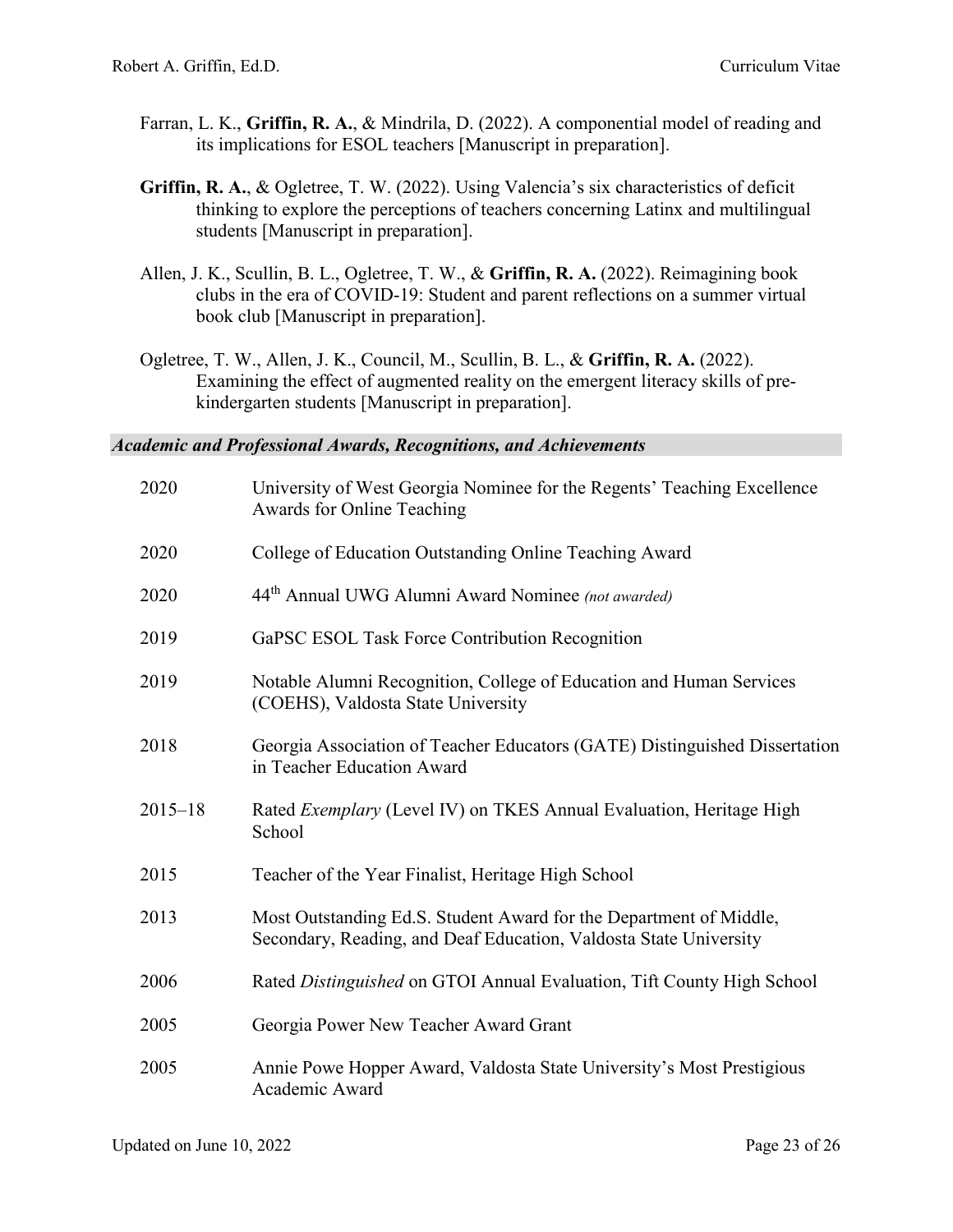Farran, L. K., **Griffin, R. A.**, & Mindrila, D. (2022). A componential model of reading and its implications for ESOL teachers [Manuscript in preparation].

**Griffin, R. A.**, & Ogletree, T. W. (2022). Using Valencia's six characteristics of deficit thinking to explore the perceptions of teachers concerning Latinx and multilingual students [Manuscript in preparation].

Allen, J. K., Scullin, B. L., Ogletree, T. W., & **Griffin, R. A.** (2022). Reimagining book clubs in the era of COVID-19: Student and parent reflections on a summer virtual book club [Manuscript in preparation].

Ogletree, T. W., Allen, J. K., Council, M., Scullin, B. L., & **Griffin, R. A.** (2022). Examining the effect of augmented reality on the emergent literacy skills of pre-kindergarten students [Manuscript in preparation].

### *Academic and Professional Awards, Recognitions, and Achievements*

| | |
|---|---|
| 2020 | University of West Georgia Nominee for the Regents' Teaching Excellence Awards for Online Teaching |
| 2020 | College of Education Outstanding Online Teaching Award |
| 2020 | 44th Annual UWG Alumni Award Nominee *(not awarded)* |
| 2019 | GaPSC ESOL Task Force Contribution Recognition |
| 2019 | Notable Alumni Recognition, College of Education and Human Services (COEHS), Valdosta State University |
| 2018 | Georgia Association of Teacher Educators (GATE) Distinguished Dissertation in Teacher Education Award |
| 2015–18 | Rated *Exemplary* (Level IV) on TKES Annual Evaluation, Heritage High School |
| 2015 | Teacher of the Year Finalist, Heritage High School |
| 2013 | Most Outstanding Ed.S. Student Award for the Department of Middle, Secondary, Reading, and Deaf Education, Valdosta State University |
| 2006 | Rated *Distinguished* on GTOI Annual Evaluation, Tift County High School |
| 2005 | Georgia Power New Teacher Award Grant |
| 2005 | Annie Powe Hopper Award, Valdosta State University's Most Prestigious Academic Award |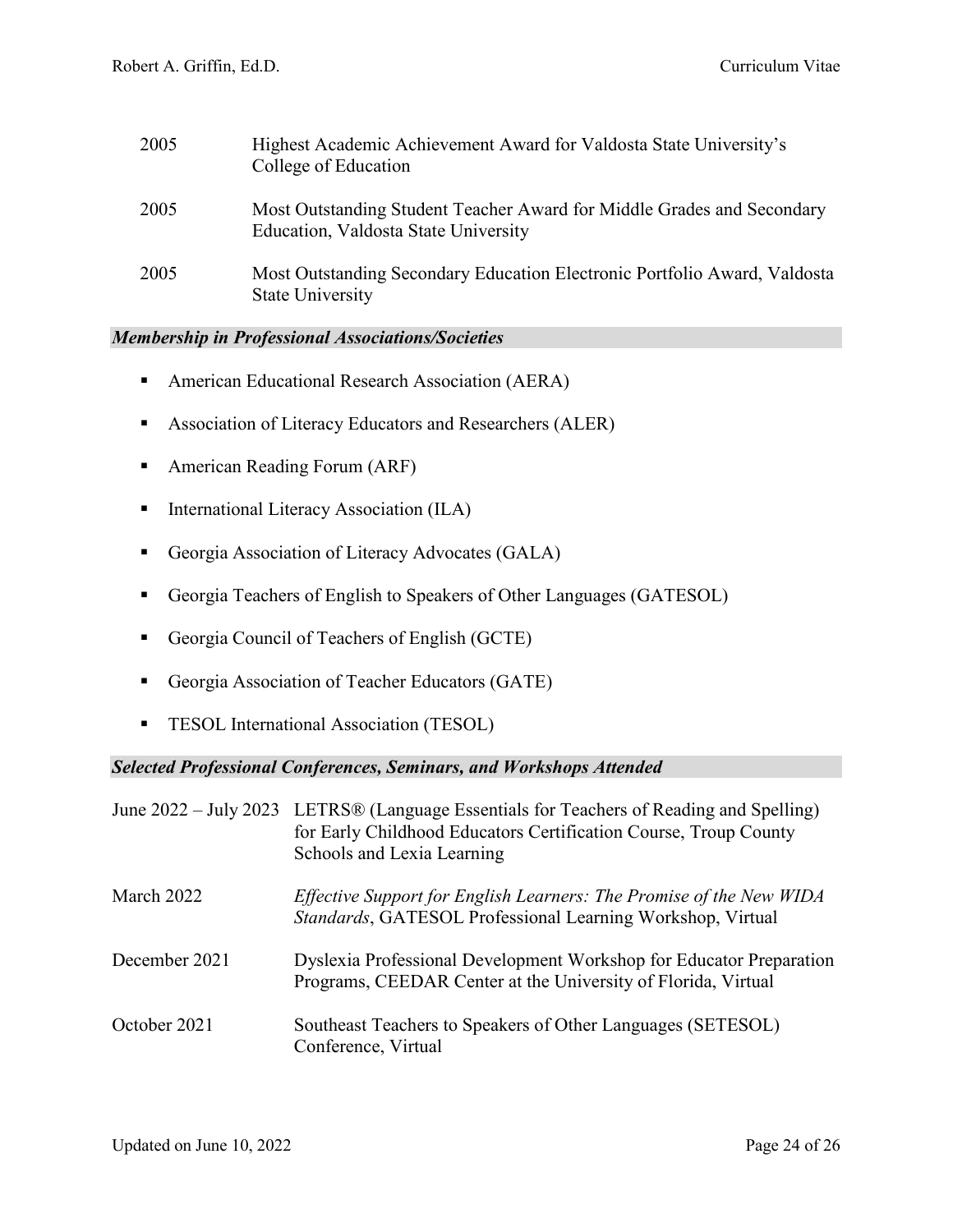| | |
|---|---|
| 2005 | Highest Academic Achievement Award for Valdosta State University's College of Education |
| 2005 | Most Outstanding Student Teacher Award for Middle Grades and Secondary Education, Valdosta State University |
| 2005 | Most Outstanding Secondary Education Electronic Portfolio Award, Valdosta State University |

### *Membership in Professional Associations/Societies*

- American Educational Research Association (AERA)
- Association of Literacy Educators and Researchers (ALER)
- American Reading Forum (ARF)
- International Literacy Association (ILA)
- Georgia Association of Literacy Advocates (GALA)
- Georgia Teachers of English to Speakers of Other Languages (GATESOL)
- Georgia Council of Teachers of English (GCTE)
- Georgia Association of Teacher Educators (GATE)
- TESOL International Association (TESOL)

### *Selected Professional Conferences, Seminars, and Workshops Attended*

| | |
|---|---|
| June 2022 – July 2023 | LETRS® (Language Essentials for Teachers of Reading and Spelling) for Early Childhood Educators Certification Course, Troup County Schools and Lexia Learning |
| March 2022 | *Effective Support for English Learners: The Promise of the New WIDA Standards*, GATESOL Professional Learning Workshop, Virtual |
| December 2021 | Dyslexia Professional Development Workshop for Educator Preparation Programs, CEEDAR Center at the University of Florida, Virtual |
| October 2021 | Southeast Teachers to Speakers of Other Languages (SETESOL) Conference, Virtual |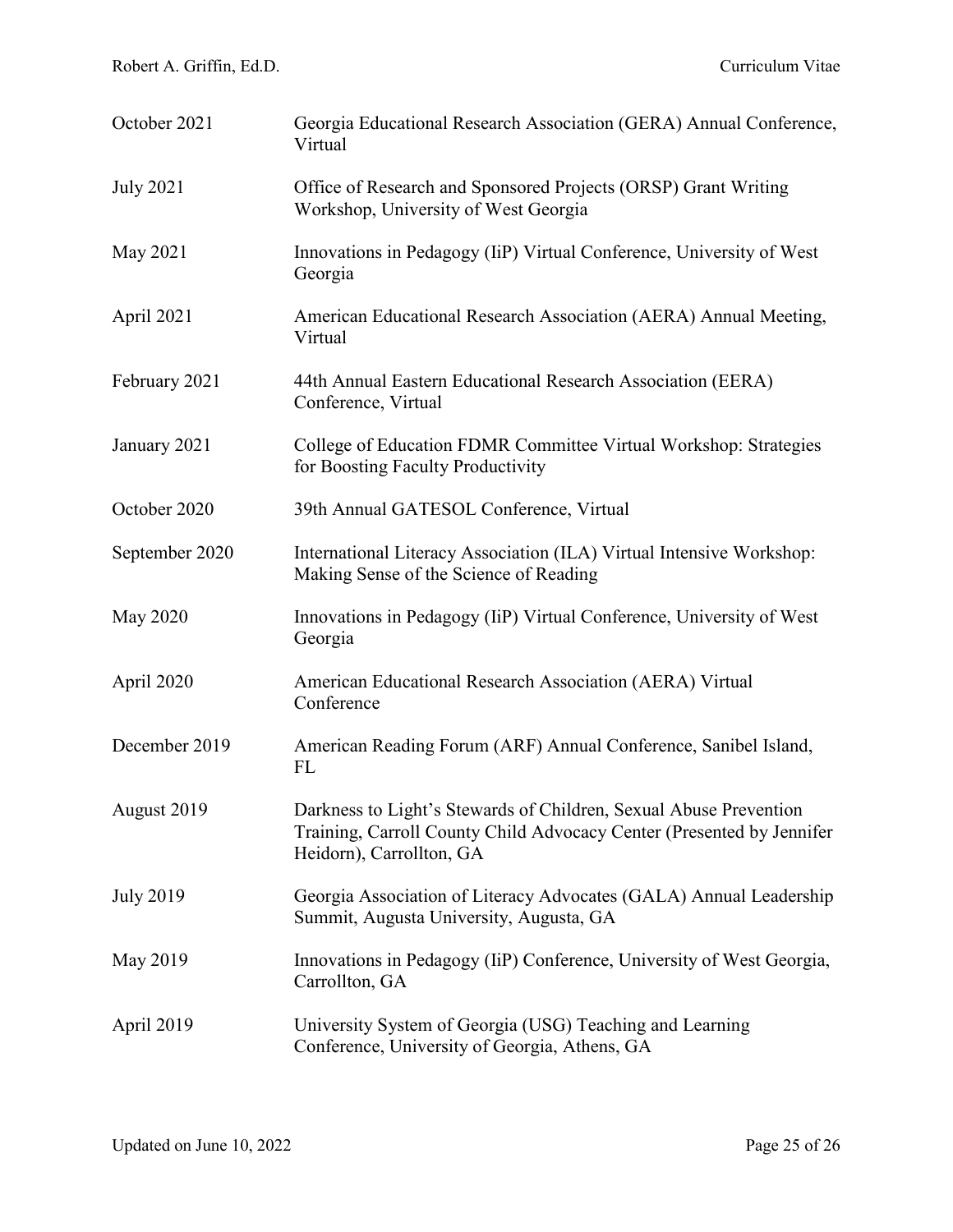| | |
|---|---|
| October 2021 | Georgia Educational Research Association (GERA) Annual Conference, Virtual |
| July 2021 | Office of Research and Sponsored Projects (ORSP) Grant Writing Workshop, University of West Georgia |
| May 2021 | Innovations in Pedagogy (IiP) Virtual Conference, University of West Georgia |
| April 2021 | American Educational Research Association (AERA) Annual Meeting, Virtual |
| February 2021 | 44th Annual Eastern Educational Research Association (EERA) Conference, Virtual |
| January 2021 | College of Education FDMR Committee Virtual Workshop: Strategies for Boosting Faculty Productivity |
| October 2020 | 39th Annual GATESOL Conference, Virtual |
| September 2020 | International Literacy Association (ILA) Virtual Intensive Workshop: Making Sense of the Science of Reading |
| May 2020 | Innovations in Pedagogy (IiP) Virtual Conference, University of West Georgia |
| April 2020 | American Educational Research Association (AERA) Virtual Conference |
| December 2019 | American Reading Forum (ARF) Annual Conference, Sanibel Island, FL |
| August 2019 | Darkness to Light's Stewards of Children, Sexual Abuse Prevention Training, Carroll County Child Advocacy Center (Presented by Jennifer Heidorn), Carrollton, GA |
| July 2019 | Georgia Association of Literacy Advocates (GALA) Annual Leadership Summit, Augusta University, Augusta, GA |
| May 2019 | Innovations in Pedagogy (IiP) Conference, University of West Georgia, Carrollton, GA |
| April 2019 | University System of Georgia (USG) Teaching and Learning Conference, University of Georgia, Athens, GA |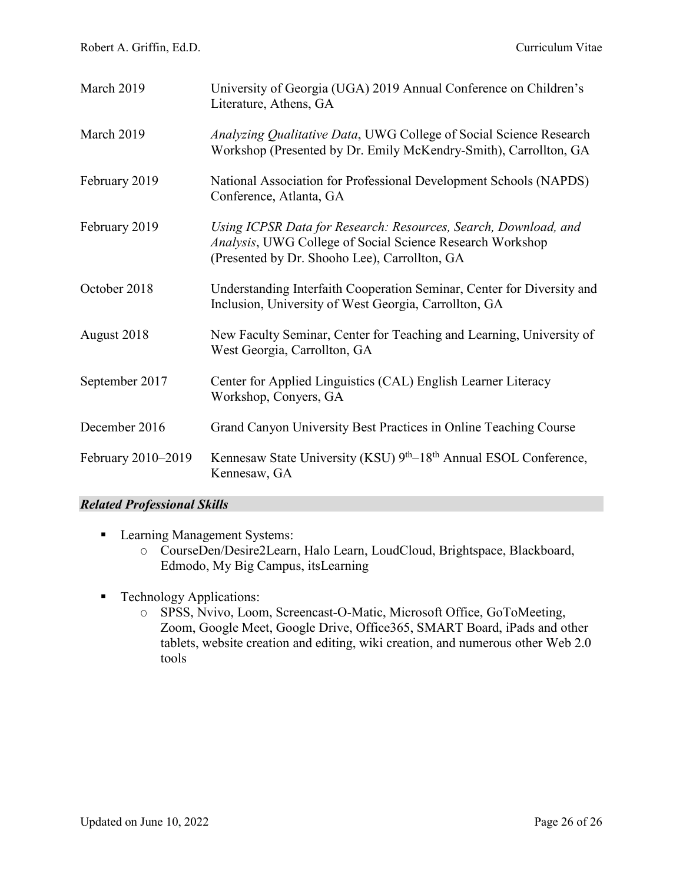March 2019 University of Georgia (UGA) 2019 Annual Conference on Children's Literature, Athens, GA

March 2019 *Analyzing Qualitative Data*, UWG College of Social Science Research Workshop (Presented by Dr. Emily McKendry-Smith), Carrollton, GA

February 2019 National Association for Professional Development Schools (NAPDS) Conference, Atlanta, GA

February 2019 *Using ICPSR Data for Research: Resources, Search, Download, and Analysis*, UWG College of Social Science Research Workshop (Presented by Dr. Shooho Lee), Carrollton, GA

October 2018 Understanding Interfaith Cooperation Seminar, Center for Diversity and Inclusion, University of West Georgia, Carrollton, GA

August 2018 New Faculty Seminar, Center for Teaching and Learning, University of West Georgia, Carrollton, GA

September 2017 Center for Applied Linguistics (CAL) English Learner Literacy Workshop, Conyers, GA

December 2016 Grand Canyon University Best Practices in Online Teaching Course

February 2010–2019 Kennesaw State University (KSU) 9th–18th Annual ESOL Conference, Kennesaw, GA

***Related Professional Skills***

- Learning Management Systems:
  - CourseDen/Desire2Learn, Halo Learn, LoudCloud, Brightspace, Blackboard, Edmodo, My Big Campus, itsLearning
- Technology Applications:
  - SPSS, Nvivo, Loom, Screencast-O-Matic, Microsoft Office, GoToMeeting, Zoom, Google Meet, Google Drive, Office365, SMART Board, iPads and other tablets, website creation and editing, wiki creation, and numerous other Web 2.0 tools